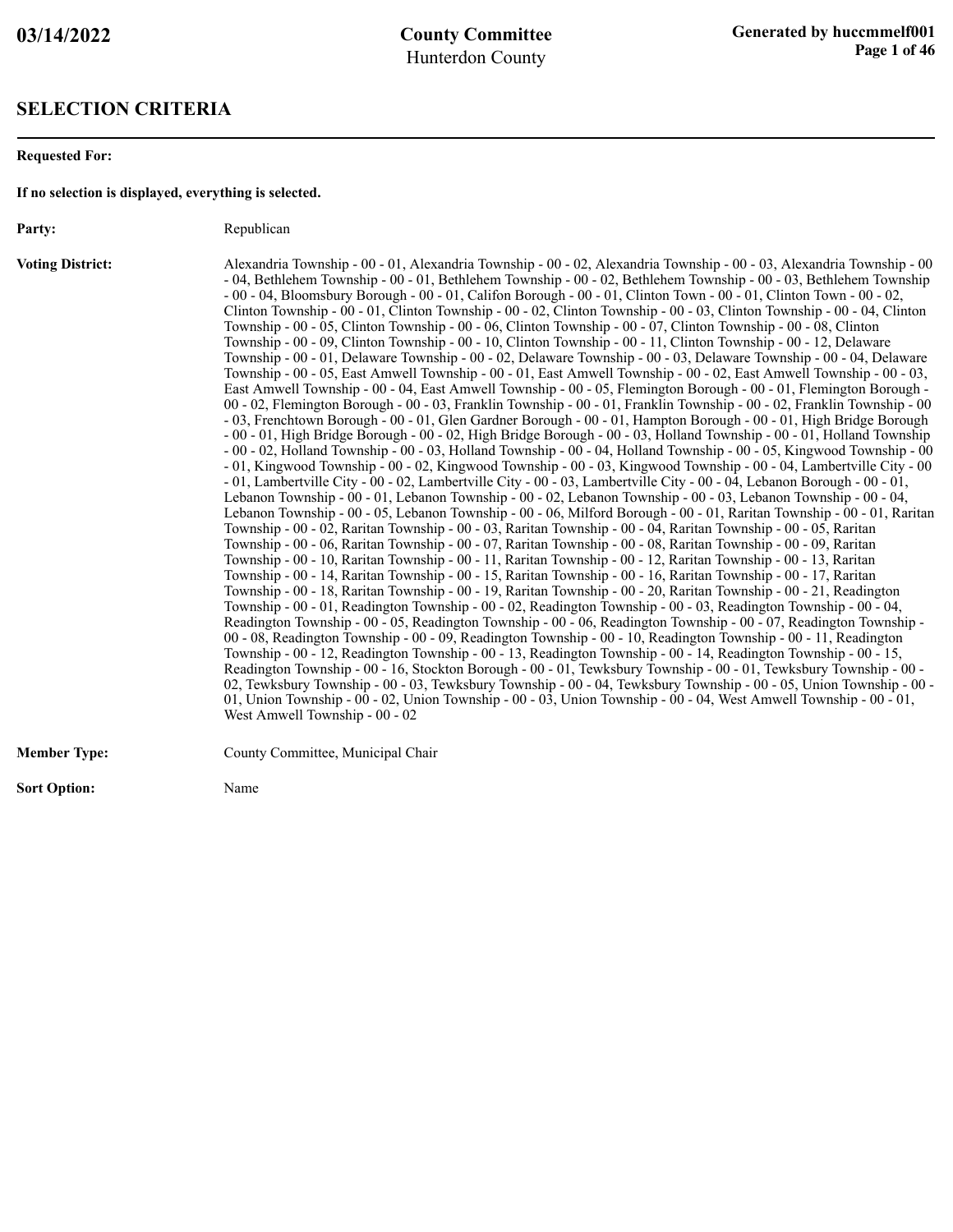# SELECTION CRITERIA

**Requested For:**

**If no selection is displayed, everything is selected.**

**Party:** Republican

**Voting District:** Alexandria Township - 00 - 01, Alexandria Township - 00 - 02, Alexandria Township - 00 - 03, Alexandria Township - 00 - 04, Bethlehem Township - 00 - 01, Bethlehem Township - 00 - 02, Bethlehem Township - 00 - 03, Bethlehem Township - 00 - 04, Bloomsbury Borough - 00 - 01, Califon Borough - 00 - 01, Clinton Town - 00 - 01, Clinton Town - 00 - 02, Clinton Township - 00 - 01, Clinton Township - 00 - 02, Clinton Township - 00 - 03, Clinton Township - 00 - 04, Clinton Township - 00 - 05, Clinton Township - 00 - 06, Clinton Township - 00 - 07, Clinton Township - 00 - 08, Clinton Township - 00 - 09, Clinton Township - 00 - 10, Clinton Township - 00 - 11, Clinton Township - 00 - 12, Delaware Township - 00 - 01, Delaware Township - 00 - 02, Delaware Township - 00 - 03, Delaware Township - 00 - 04, Delaware Township - 00 - 05, East Amwell Township - 00 - 01, East Amwell Township - 00 - 02, East Amwell Township - 00 - 03, East Amwell Township - 00 - 04, East Amwell Township - 00 - 05, Flemington Borough - 00 - 01, Flemington Borough - 00 - 02, Flemington Borough - 00 - 03, Franklin Township - 00 - 01, Franklin Township - 00 - 02, Franklin Township - 00 - 03, Frenchtown Borough - 00 - 01, Glen Gardner Borough - 00 - 01, Hampton Borough - 00 - 01, High Bridge Borough - 00 - 01, High Bridge Borough - 00 - 02, High Bridge Borough - 00 - 03, Holland Township - 00 - 01, Holland Township - 00 - 02, Holland Township - 00 - 03, Holland Township - 00 - 04, Holland Township - 00 - 05, Kingwood Township - 00 - 01, Kingwood Township - 00 - 02, Kingwood Township - 00 - 03, Kingwood Township - 00 - 04, Lambertville City - 00 - 01, Lambertville City - 00 - 02, Lambertville City - 00 - 03, Lambertville City - 00 - 04, Lebanon Borough - 00 - 01, Lebanon Township - 00 - 01, Lebanon Township - 00 - 02, Lebanon Township - 00 - 03, Lebanon Township - 00 - 04, Lebanon Township - 00 - 05, Lebanon Township - 00 - 06, Milford Borough - 00 - 01, Raritan Township - 00 - 01, Raritan Township - 00 - 02, Raritan Township - 00 - 03, Raritan Township - 00 - 04, Raritan Township - 00 - 05, Raritan Township - 00 - 06, Raritan Township - 00 - 07, Raritan Township - 00 - 08, Raritan Township - 00 - 09, Raritan Township - 00 - 10, Raritan Township - 00 - 11, Raritan Township - 00 - 12, Raritan Township - 00 - 13, Raritan Township - 00 - 14, Raritan Township - 00 - 15, Raritan Township - 00 - 16, Raritan Township - 00 - 17, Raritan Township - 00 - 18, Raritan Township - 00 - 19, Raritan Township - 00 - 20, Raritan Township - 00 - 21, Readington Township - 00 - 01, Readington Township - 00 - 02, Readington Township - 00 - 03, Readington Township - 00 - 04, Readington Township - 00 - 05, Readington Township - 00 - 06, Readington Township - 00 - 07, Readington Township - 00 - 08, Readington Township - 00 - 09, Readington Township - 00 - 10, Readington Township - 00 - 11, Readington Township - 00 - 12, Readington Township - 00 - 13, Readington Township - 00 - 14, Readington Township - 00 - 15, Readington Township - 00 - 16, Stockton Borough - 00 - 01, Tewksbury Township - 00 - 01, Tewksbury Township - 00 - 02, Tewksbury Township - 00 - 03, Tewksbury Township - 00 - 04, Tewksbury Township - 00 - 05, Union Township - 00 - 01, Union Township - 00 - 02, Union Township - 00 - 03, Union Township - 00 - 04, West Amwell Township - 00 - 01, West Amwell Township - 00 - 02

**Member Type:** County Committee, Municipal Chair

**Sort Option:** Name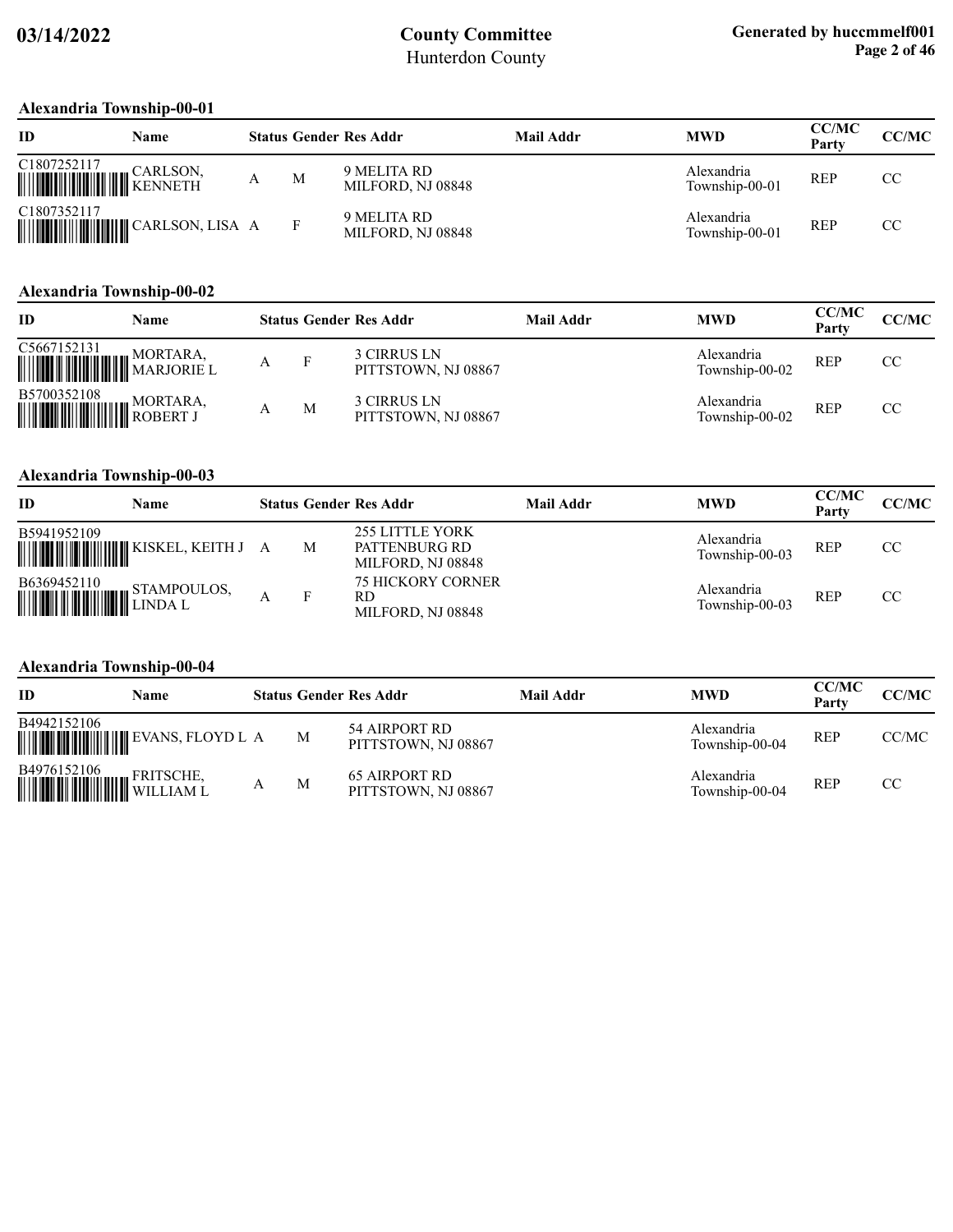## Alexandria Township-00-01

| ID | Name | Status | Gender | Res Addr | Mail Addr | MWD | CC/MC Party | CC/MC |
|---|---|---|---|---|---|---|---|---|
| C1807252117 | CARLSON, KENNETH | A | M | 9 MELITA RD MILFORD, NJ 08848 | | Alexandria Township-00-01 | REP | CC |
| C1807352117 | CARLSON, LISA | A | F | 9 MELITA RD MILFORD, NJ 08848 | | Alexandria Township-00-01 | REP | CC |

## Alexandria Township-00-02

| ID | Name | Status | Gender | Res Addr | Mail Addr | MWD | CC/MC Party | CC/MC |
|---|---|---|---|---|---|---|---|---|
| C5667152131 | MORTARA, MARJORIE L | A | F | 3 CIRRUS LN PITTSTOWN, NJ 08867 | | Alexandria Township-00-02 | REP | CC |
| B5700352108 | MORTARA, ROBERT J | A | M | 3 CIRRUS LN PITTSTOWN, NJ 08867 | | Alexandria Township-00-02 | REP | CC |

## Alexandria Township-00-03

| ID | Name | Status | Gender | Res Addr | Mail Addr | MWD | CC/MC Party | CC/MC |
|---|---|---|---|---|---|---|---|---|
| B5941952109 | KISKEL, KEITH J | A | M | 255 LITTLE YORK PATTENBURG RD MILFORD, NJ 08848 | | Alexandria Township-00-03 | REP | CC |
| B6369452110 | STAMPOULOS, LINDA L | A | F | 75 HICKORY CORNER RD MILFORD, NJ 08848 | | Alexandria Township-00-03 | REP | CC |

## Alexandria Township-00-04

| ID | Name | Status | Gender | Res Addr | Mail Addr | MWD | CC/MC Party | CC/MC |
|---|---|---|---|---|---|---|---|---|
| B4942152106 | EVANS, FLOYD L | A | M | 54 AIRPORT RD PITTSTOWN, NJ 08867 | | Alexandria Township-00-04 | REP | CC/MC |
| B4976152106 | FRITSCHE, WILLIAM L | A | M | 65 AIRPORT RD PITTSTOWN, NJ 08867 | | Alexandria Township-00-04 | REP | CC |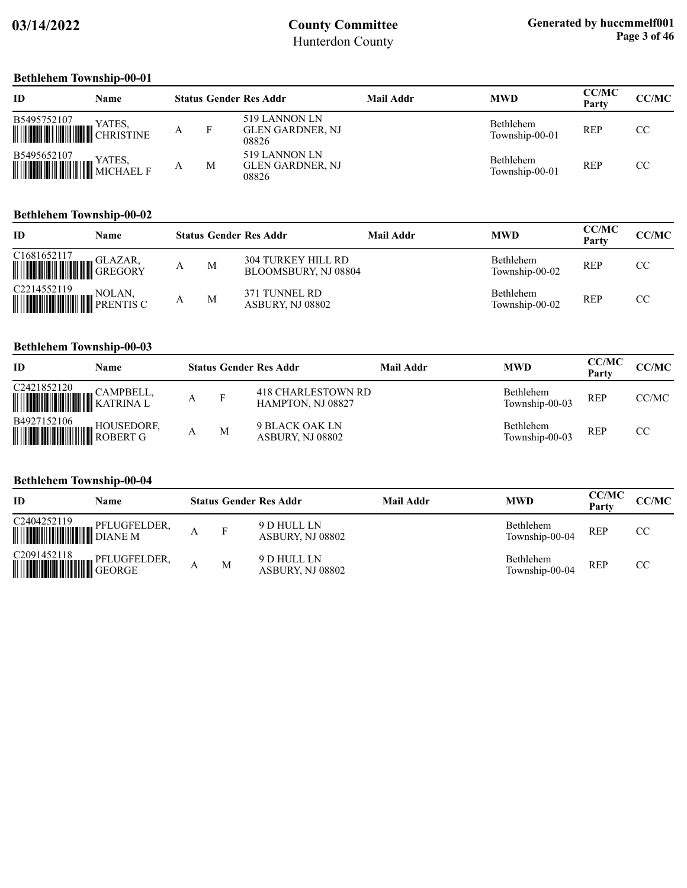## Bethlehem Township-00-01

| ID | Name | Status | Gender | Res Addr | Mail Addr | MWD | CC/MC Party | CC/MC |
|---|---|---|---|---|---|---|---|---|
| B5495752107 | YATES, CHRISTINE | A | F | 519 LANNON LN GLEN GARDNER, NJ 08826 | | Bethlehem Township-00-01 | REP | CC |
| B5495652107 | YATES, MICHAEL F | A | M | 519 LANNON LN GLEN GARDNER, NJ 08826 | | Bethlehem Township-00-01 | REP | CC |

## Bethlehem Township-00-02

| ID | Name | Status | Gender | Res Addr | Mail Addr | MWD | CC/MC Party | CC/MC |
|---|---|---|---|---|---|---|---|---|
| C1681652117 | GLAZAR, GREGORY | A | M | 304 TURKEY HILL RD BLOOMSBURY, NJ 08804 | | Bethlehem Township-00-02 | REP | CC |
| C2214552119 | NOLAN, PRENTIS C | A | M | 371 TUNNEL RD ASBURY, NJ 08802 | | Bethlehem Township-00-02 | REP | CC |

## Bethlehem Township-00-03

| ID | Name | Status | Gender | Res Addr | Mail Addr | MWD | CC/MC Party | CC/MC |
|---|---|---|---|---|---|---|---|---|
| C2421852120 | CAMPBELL, KATRINA L | A | F | 418 CHARLESTOWN RD HAMPTON, NJ 08827 | | Bethlehem Township-00-03 | REP | CC/MC |
| B4927152106 | HOUSEDORF, ROBERT G | A | M | 9 BLACK OAK LN ASBURY, NJ 08802 | | Bethlehem Township-00-03 | REP | CC |

## Bethlehem Township-00-04

| ID | Name | Status | Gender | Res Addr | Mail Addr | MWD | CC/MC Party | CC/MC |
|---|---|---|---|---|---|---|---|---|
| C2404252119 | PFLUGFELDER, DIANE M | A | F | 9 D HULL LN ASBURY, NJ 08802 | | Bethlehem Township-00-04 | REP | CC |
| C2091452118 | PFLUGFELDER, GEORGE | A | M | 9 D HULL LN ASBURY, NJ 08802 | | Bethlehem Township-00-04 | REP | CC |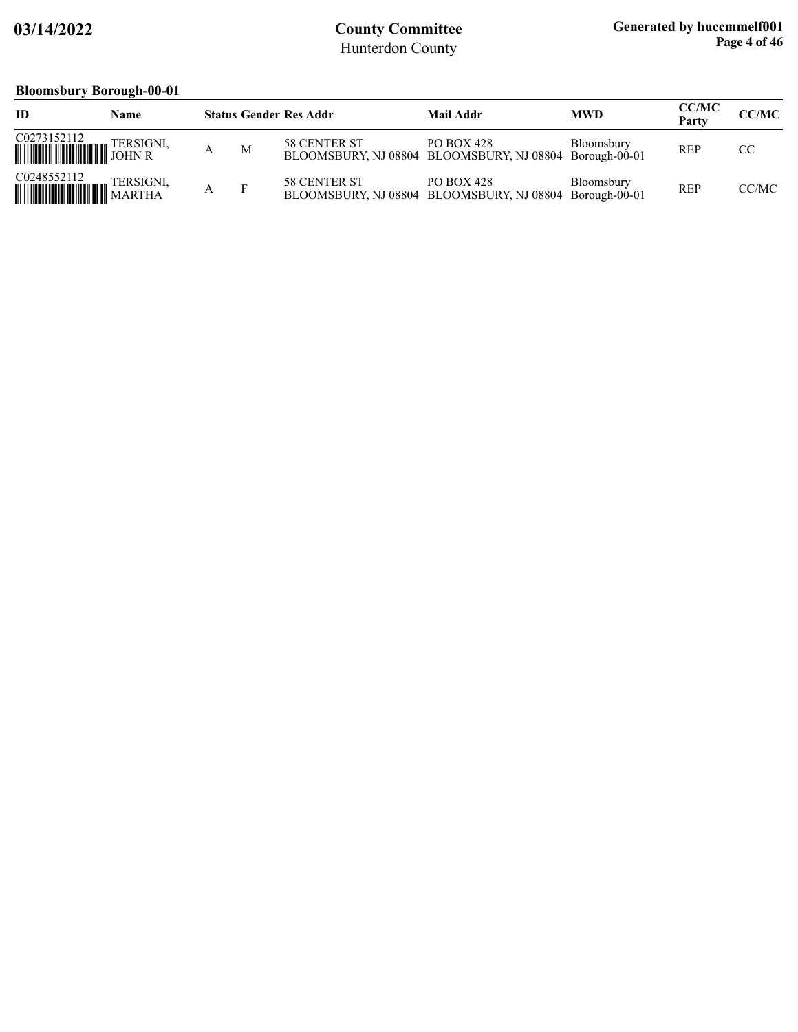## Bloomsbury Borough-00-01

| ID | Name | Status | Gender | Res Addr | Mail Addr | MWD | CC/MC Party | CC/MC |
|---|---|---|---|---|---|---|---|---|
| C0273152112 | TERSIGNI, JOHN R | A | M | 58 CENTER ST BLOOMSBURY, NJ 08804 | PO BOX 428 BLOOMSBURY, NJ 08804 | Bloomsbury Borough-00-01 | REP | CC |
| C0248552112 | TERSIGNI, MARTHA | A | F | 58 CENTER ST BLOOMSBURY, NJ 08804 | PO BOX 428 BLOOMSBURY, NJ 08804 | Bloomsbury Borough-00-01 | REP | CC/MC |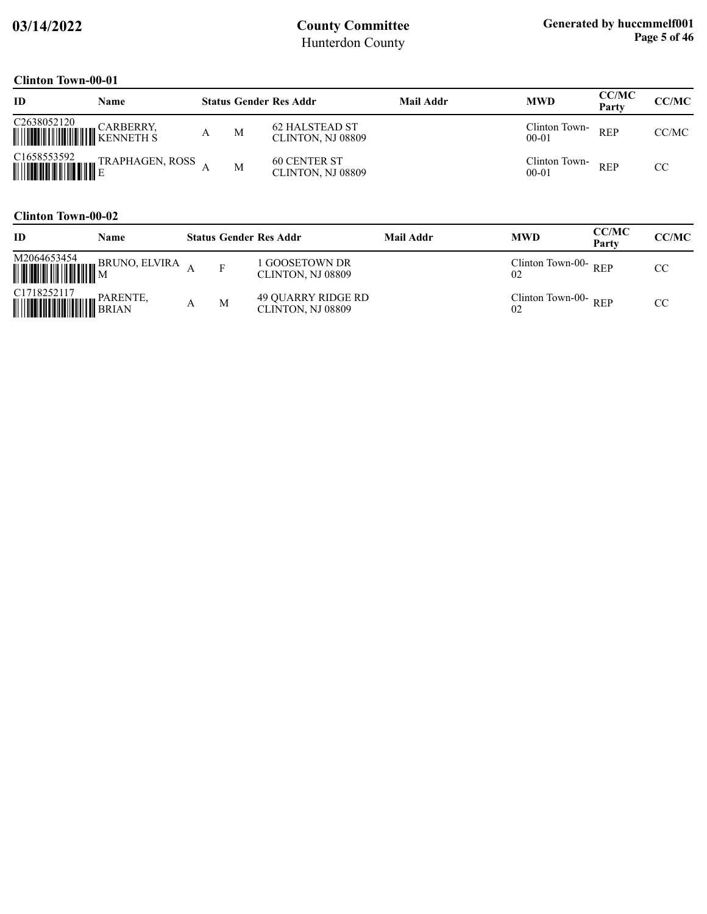## Clinton Town-00-01

| ID | Name | Status | Gender | Res Addr | Mail Addr | MWD | CC/MC Party | CC/MC |
|---|---|---|---|---|---|---|---|---|
| C2638052120 | CARBERRY, KENNETH S | A | M | 62 HALSTEAD ST CLINTON, NJ 08809 | | Clinton Town-00-01 | REP | CC/MC |
| C1658553592 | TRAPHAGEN, ROSS E | A | M | 60 CENTER ST CLINTON, NJ 08809 | | Clinton Town-00-01 | REP | CC |

## Clinton Town-00-02

| ID | Name | Status | Gender | Res Addr | Mail Addr | MWD | CC/MC Party | CC/MC |
|---|---|---|---|---|---|---|---|---|
| M2064653454 | BRUNO, ELVIRA M | A | F | 1 GOOSETOWN DR CLINTON, NJ 08809 | | Clinton Town-00-02 | REP | CC |
| C1718252117 | PARENTE, BRIAN | A | M | 49 QUARRY RIDGE RD CLINTON, NJ 08809 | | Clinton Town-00-02 | REP | CC |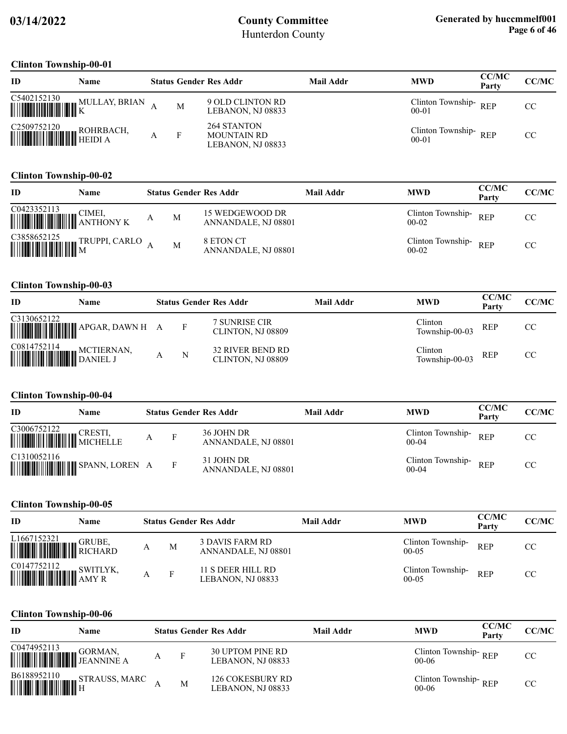# County Committee
Hunterdon County

03/14/2022

Generated by huccmmelf001

## Clinton Township-00-01

| ID | Name | Status | Gender | Res Addr | Mail Addr | MWD | CC/MC Party | CC/MC |
|---|---|---|---|---|---|---|---|---|
| C5402152130 | MULLAY, BRIAN K | A | M | 9 OLD CLINTON RD LEBANON, NJ 08833 | | Clinton Township-00-01 | REP | CC |
| C2509752120 | ROHRBACH, HEIDI A | A | F | 264 STANTON MOUNTAIN RD LEBANON, NJ 08833 | | Clinton Township-00-01 | REP | CC |

## Clinton Township-00-02

| ID | Name | Status | Gender | Res Addr | Mail Addr | MWD | CC/MC Party | CC/MC |
|---|---|---|---|---|---|---|---|---|
| C0423352113 | CIMEI, ANTHONY K | A | M | 15 WEDGEWOOD DR ANNANDALE, NJ 08801 | | Clinton Township-00-02 | REP | CC |
| C3858652125 | TRUPPI, CARLO M | A | M | 8 ETON CT ANNANDALE, NJ 08801 | | Clinton Township-00-02 | REP | CC |

## Clinton Township-00-03

| ID | Name | Status | Gender | Res Addr | Mail Addr | MWD | CC/MC Party | CC/MC |
|---|---|---|---|---|---|---|---|---|
| C3130652122 | APGAR, DAWN H | A | F | 7 SUNRISE CIR CLINTON, NJ 08809 | | Clinton Township-00-03 | REP | CC |
| C0814752114 | MCTIERNAN, DANIEL J | A | N | 32 RIVER BEND RD CLINTON, NJ 08809 | | Clinton Township-00-03 | REP | CC |

## Clinton Township-00-04

| ID | Name | Status | Gender | Res Addr | Mail Addr | MWD | CC/MC Party | CC/MC |
|---|---|---|---|---|---|---|---|---|
| C3006752122 | CRESTI, MICHELLE | A | F | 36 JOHN DR ANNANDALE, NJ 08801 | | Clinton Township-00-04 | REP | CC |
| C1310052116 | SPANN, LOREN | A | F | 31 JOHN DR ANNANDALE, NJ 08801 | | Clinton Township-00-04 | REP | CC |

## Clinton Township-00-05

| ID | Name | Status | Gender | Res Addr | Mail Addr | MWD | CC/MC Party | CC/MC |
|---|---|---|---|---|---|---|---|---|
| L1667152321 | GRUBE, RICHARD | A | M | 3 DAVIS FARM RD ANNANDALE, NJ 08801 | | Clinton Township-00-05 | REP | CC |
| C0147752112 | SWITLYK, AMY R | A | F | 11 S DEER HILL RD LEBANON, NJ 08833 | | Clinton Township-00-05 | REP | CC |

## Clinton Township-00-06

| ID | Name | Status | Gender | Res Addr | Mail Addr | MWD | CC/MC Party | CC/MC |
|---|---|---|---|---|---|---|---|---|
| C0474952113 | GORMAN, JEANNINE A | A | F | 30 UPTOM PINE RD LEBANON, NJ 08833 | | Clinton Township-00-06 | REP | CC |
| B6188952110 | STRAUSS, MARC H | A | M | 126 COKESBURY RD LEBANON, NJ 08833 | | Clinton Township-00-06 | REP | CC |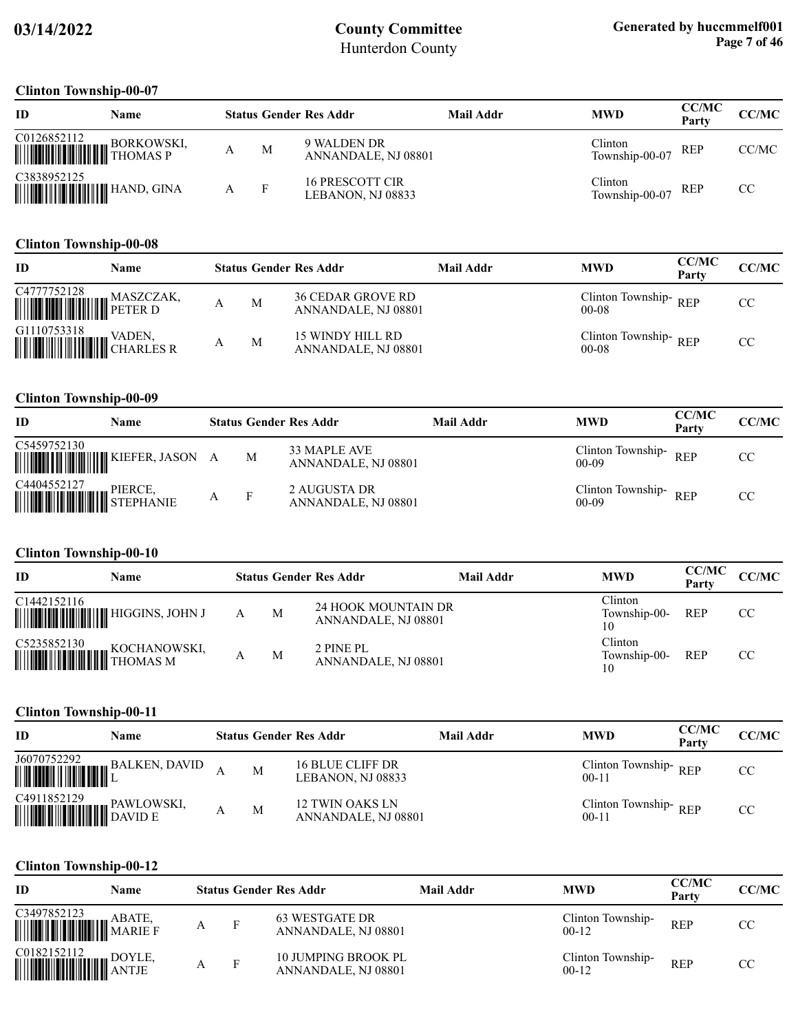## Clinton Township-00-07

| ID | Name | Status | Gender | Res Addr | Mail Addr | MWD | CC/MC Party | CC/MC |
|---|---|---|---|---|---|---|---|---|
| C0126852112 | BORKOWSKI, THOMAS P | A | M | 9 WALDEN DR ANNANDALE, NJ 08801 | | Clinton Township-00-07 | REP | CC/MC |
| C3838952125 | HAND, GINA | A | F | 16 PRESCOTT CIR LEBANON, NJ 08833 | | Clinton Township-00-07 | REP | CC |

## Clinton Township-00-08

| ID | Name | Status | Gender | Res Addr | Mail Addr | MWD | CC/MC Party | CC/MC |
|---|---|---|---|---|---|---|---|---|
| C4777752128 | MASZCZAK, PETER D | A | M | 36 CEDAR GROVE RD ANNANDALE, NJ 08801 | | Clinton Township-00-08 | REP | CC |
| G1110753318 | VADEN, CHARLES R | A | M | 15 WINDY HILL RD ANNANDALE, NJ 08801 | | Clinton Township-00-08 | REP | CC |

## Clinton Township-00-09

| ID | Name | Status | Gender | Res Addr | Mail Addr | MWD | CC/MC Party | CC/MC |
|---|---|---|---|---|---|---|---|---|
| C5459752130 | KIEFER, JASON | A | M | 33 MAPLE AVE ANNANDALE, NJ 08801 | | Clinton Township-00-09 | REP | CC |
| C4404552127 | PIERCE, STEPHANIE | A | F | 2 AUGUSTA DR ANNANDALE, NJ 08801 | | Clinton Township-00-09 | REP | CC |

## Clinton Township-00-10

| ID | Name | Status | Gender | Res Addr | Mail Addr | MWD | CC/MC Party | CC/MC |
|---|---|---|---|---|---|---|---|---|
| C1442152116 | HIGGINS, JOHN J | A | M | 24 HOOK MOUNTAIN DR ANNANDALE, NJ 08801 | | Clinton Township-00-10 | REP | CC |
| C5235852130 | KOCHANOWSKI, THOMAS M | A | M | 2 PINE PL ANNANDALE, NJ 08801 | | Clinton Township-00-10 | REP | CC |

## Clinton Township-00-11

| ID | Name | Status | Gender | Res Addr | Mail Addr | MWD | CC/MC Party | CC/MC |
|---|---|---|---|---|---|---|---|---|
| J6070752292 | BALKEN, DAVID L | A | M | 16 BLUE CLIFF DR LEBANON, NJ 08833 | | Clinton Township-00-11 | REP | CC |
| C4911852129 | PAWLOWSKI, DAVID E | A | M | 12 TWIN OAKS LN ANNANDALE, NJ 08801 | | Clinton Township-00-11 | REP | CC |

## Clinton Township-00-12

| ID | Name | Status | Gender | Res Addr | Mail Addr | MWD | CC/MC Party | CC/MC |
|---|---|---|---|---|---|---|---|---|
| C3497852123 | ABATE, MARIE F | A | F | 63 WESTGATE DR ANNANDALE, NJ 08801 | | Clinton Township-00-12 | REP | CC |
| C0182152112 | DOYLE, ANTJE | A | F | 10 JUMPING BROOK PL ANNANDALE, NJ 08801 | | Clinton Township-00-12 | REP | CC |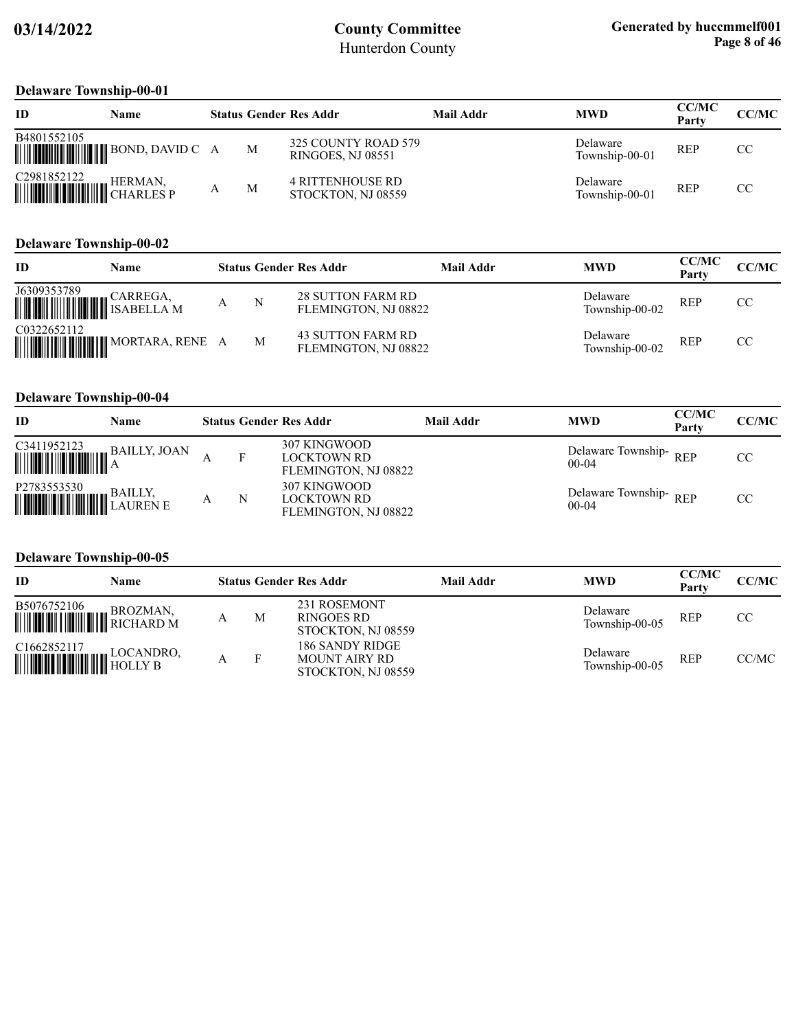## Delaware Township-00-01

| ID | Name | Status | Gender | Res Addr | Mail Addr | MWD | CC/MC Party | CC/MC |
|---|---|---|---|---|---|---|---|---|
| B4801552105 | BOND, DAVID C | A | M | 325 COUNTY ROAD 579 RINGOES, NJ 08551 | | Delaware Township-00-01 | REP | CC |
| C2981852122 | HERMAN, CHARLES P | A | M | 4 RITTENHOUSE RD STOCKTON, NJ 08559 | | Delaware Township-00-01 | REP | CC |

## Delaware Township-00-02

| ID | Name | Status | Gender | Res Addr | Mail Addr | MWD | CC/MC Party | CC/MC |
|---|---|---|---|---|---|---|---|---|
| J6309353789 | CARREGA, ISABELLA M | A | N | 28 SUTTON FARM RD FLEMINGTON, NJ 08822 | | Delaware Township-00-02 | REP | CC |
| C0322652112 | MORTARA, RENE | A | M | 43 SUTTON FARM RD FLEMINGTON, NJ 08822 | | Delaware Township-00-02 | REP | CC |

## Delaware Township-00-04

| ID | Name | Status | Gender | Res Addr | Mail Addr | MWD | CC/MC Party | CC/MC |
|---|---|---|---|---|---|---|---|---|
| C3411952123 | BAILLY, JOAN A | A | F | 307 KINGWOOD LOCKTOWN RD FLEMINGTON, NJ 08822 | | Delaware Township-00-04 | REP | CC |
| P2783553530 | BAILLY, LAUREN E | A | N | 307 KINGWOOD LOCKTOWN RD FLEMINGTON, NJ 08822 | | Delaware Township-00-04 | REP | CC |

## Delaware Township-00-05

| ID | Name | Status | Gender | Res Addr | Mail Addr | MWD | CC/MC Party | CC/MC |
|---|---|---|---|---|---|---|---|---|
| B5076752106 | BROZMAN, RICHARD M | A | M | 231 ROSEMONT RINGOES RD STOCKTON, NJ 08559 | | Delaware Township-00-05 | REP | CC |
| C1662852117 | LOCANDRO, HOLLY B | A | F | 186 SANDY RIDGE MOUNT AIRY RD STOCKTON, NJ 08559 | | Delaware Township-00-05 | REP | CC/MC |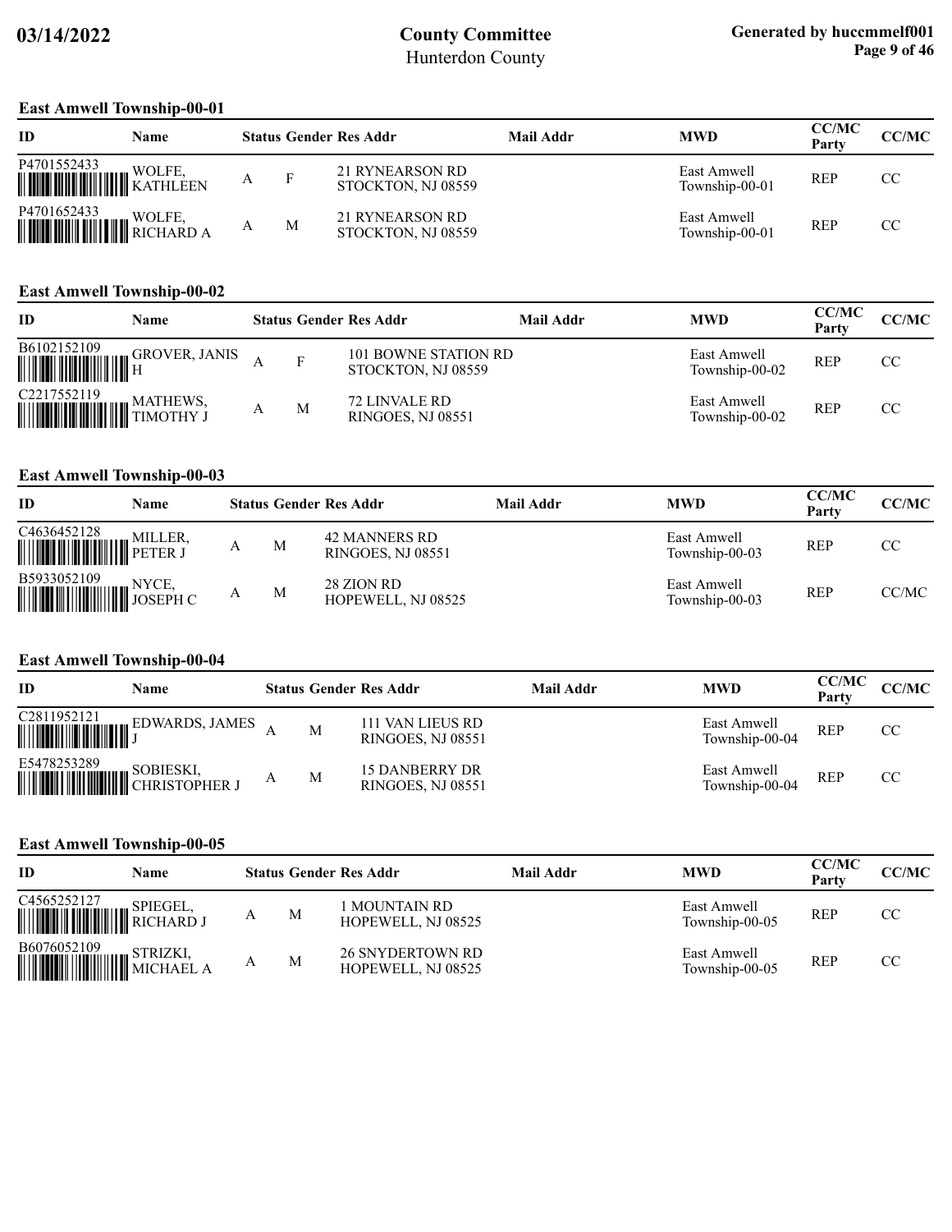## East Amwell Township-00-01

| ID | Name | Status | Gender | Res Addr | Mail Addr | MWD | CC/MC Party | CC/MC |
|---|---|---|---|---|---|---|---|---|
| P4701552433 | WOLFE, KATHLEEN | A | F | 21 RYNEARSON RD STOCKTON, NJ 08559 | | East Amwell Township-00-01 | REP | CC |
| P4701652433 | WOLFE, RICHARD A | A | M | 21 RYNEARSON RD STOCKTON, NJ 08559 | | East Amwell Township-00-01 | REP | CC |

## East Amwell Township-00-02

| ID | Name | Status | Gender | Res Addr | Mail Addr | MWD | CC/MC Party | CC/MC |
|---|---|---|---|---|---|---|---|---|
| B6102152109 | GROVER, JANIS H | A | F | 101 BOWNE STATION RD STOCKTON, NJ 08559 | | East Amwell Township-00-02 | REP | CC |
| C2217552119 | MATHEWS, TIMOTHY J | A | M | 72 LINVALE RD RINGOES, NJ 08551 | | East Amwell Township-00-02 | REP | CC |

## East Amwell Township-00-03

| ID | Name | Status | Gender | Res Addr | Mail Addr | MWD | CC/MC Party | CC/MC |
|---|---|---|---|---|---|---|---|---|
| C4636452128 | MILLER, PETER J | A | M | 42 MANNERS RD RINGOES, NJ 08551 | | East Amwell Township-00-03 | REP | CC |
| B5933052109 | NYCE, JOSEPH C | A | M | 28 ZION RD HOPEWELL, NJ 08525 | | East Amwell Township-00-03 | REP | CC/MC |

## East Amwell Township-00-04

| ID | Name | Status | Gender | Res Addr | Mail Addr | MWD | CC/MC Party | CC/MC |
|---|---|---|---|---|---|---|---|---|
| C2811952121 | EDWARDS, JAMES J | A | M | 111 VAN LIEUS RD RINGOES, NJ 08551 | | East Amwell Township-00-04 | REP | CC |
| E5478253289 | SOBIESKI, CHRISTOPHER J | A | M | 15 DANBERRY DR RINGOES, NJ 08551 | | East Amwell Township-00-04 | REP | CC |

## East Amwell Township-00-05

| ID | Name | Status | Gender | Res Addr | Mail Addr | MWD | CC/MC Party | CC/MC |
|---|---|---|---|---|---|---|---|---|
| C4565252127 | SPIEGEL, RICHARD J | A | M | 1 MOUNTAIN RD HOPEWELL, NJ 08525 | | East Amwell Township-00-05 | REP | CC |
| B6076052109 | STRIZKI, MICHAEL A | A | M | 26 SNYDERTOWN RD HOPEWELL, NJ 08525 | | East Amwell Township-00-05 | REP | CC |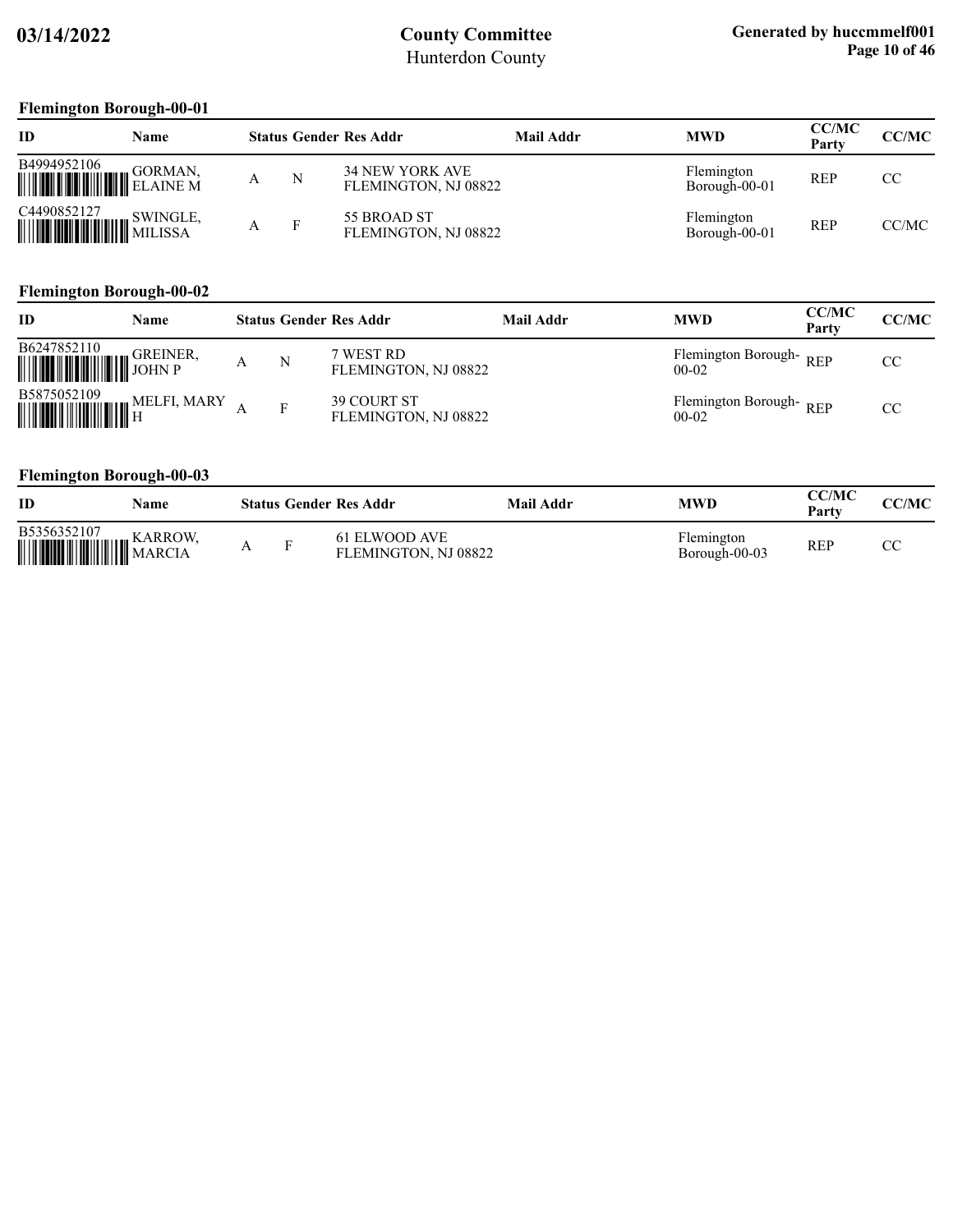## Flemington Borough-00-01

| ID | Name | Status | Gender | Res Addr | Mail Addr | MWD | CC/MC Party | CC/MC |
|---|---|---|---|---|---|---|---|---|
| B4994952106 | GORMAN, ELAINE M | A | N | 34 NEW YORK AVE FLEMINGTON, NJ 08822 | | Flemington Borough-00-01 | REP | CC |
| C4490852127 | SWINGLE, MILISSA | A | F | 55 BROAD ST FLEMINGTON, NJ 08822 | | Flemington Borough-00-01 | REP | CC/MC |

## Flemington Borough-00-02

| ID | Name | Status | Gender | Res Addr | Mail Addr | MWD | CC/MC Party | CC/MC |
|---|---|---|---|---|---|---|---|---|
| B6247852110 | GREINER, JOHN P | A | N | 7 WEST RD FLEMINGTON, NJ 08822 | | Flemington Borough-00-02 | REP | CC |
| B5875052109 | MELFI, MARY H | A | F | 39 COURT ST FLEMINGTON, NJ 08822 | | Flemington Borough-00-02 | REP | CC |

## Flemington Borough-00-03

| ID | Name | Status | Gender | Res Addr | Mail Addr | MWD | CC/MC Party | CC/MC |
|---|---|---|---|---|---|---|---|---|
| B5356352107 | KARROW, MARCIA | A | F | 61 ELWOOD AVE FLEMINGTON, NJ 08822 | | Flemington Borough-00-03 | REP | CC |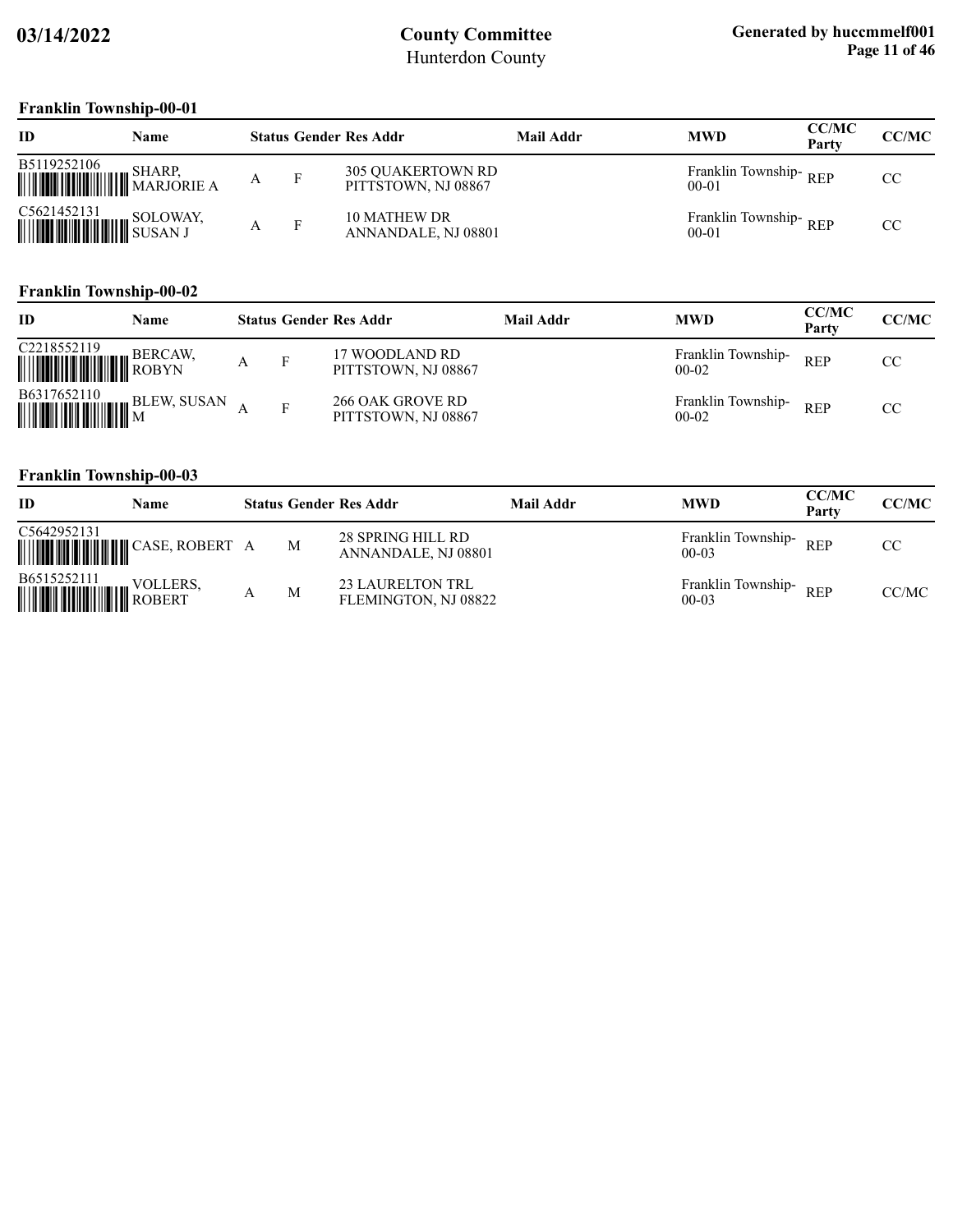### Franklin Township-00-01

| ID | Name | Status | Gender | Res Addr | Mail Addr | MWD | CC/MC Party | CC/MC |
|---|---|---|---|---|---|---|---|---|
| B5119252106 | SHARP, MARJORIE A | A | F | 305 QUAKERTOWN RD PITTSTOWN, NJ 08867 | | Franklin Township-00-01 | REP | CC |
| C5621452131 | SOLOWAY, SUSAN J | A | F | 10 MATHEW DR ANNANDALE, NJ 08801 | | Franklin Township-00-01 | REP | CC |

### Franklin Township-00-02

| ID | Name | Status | Gender | Res Addr | Mail Addr | MWD | CC/MC Party | CC/MC |
|---|---|---|---|---|---|---|---|---|
| C2218552119 | BERCAW, ROBYN | A | F | 17 WOODLAND RD PITTSTOWN, NJ 08867 | | Franklin Township-00-02 | REP | CC |
| B6317652110 | BLEW, SUSAN M | A | F | 266 OAK GROVE RD PITTSTOWN, NJ 08867 | | Franklin Township-00-02 | REP | CC |

### Franklin Township-00-03

| ID | Name | Status | Gender | Res Addr | Mail Addr | MWD | CC/MC Party | CC/MC |
|---|---|---|---|---|---|---|---|---|
| C5642952131 | CASE, ROBERT | A | M | 28 SPRING HILL RD ANNANDALE, NJ 08801 | | Franklin Township-00-03 | REP | CC |
| B6515252111 | VOLLERS, ROBERT | A | M | 23 LAURELTON TRL FLEMINGTON, NJ 08822 | | Franklin Township-00-03 | REP | CC/MC |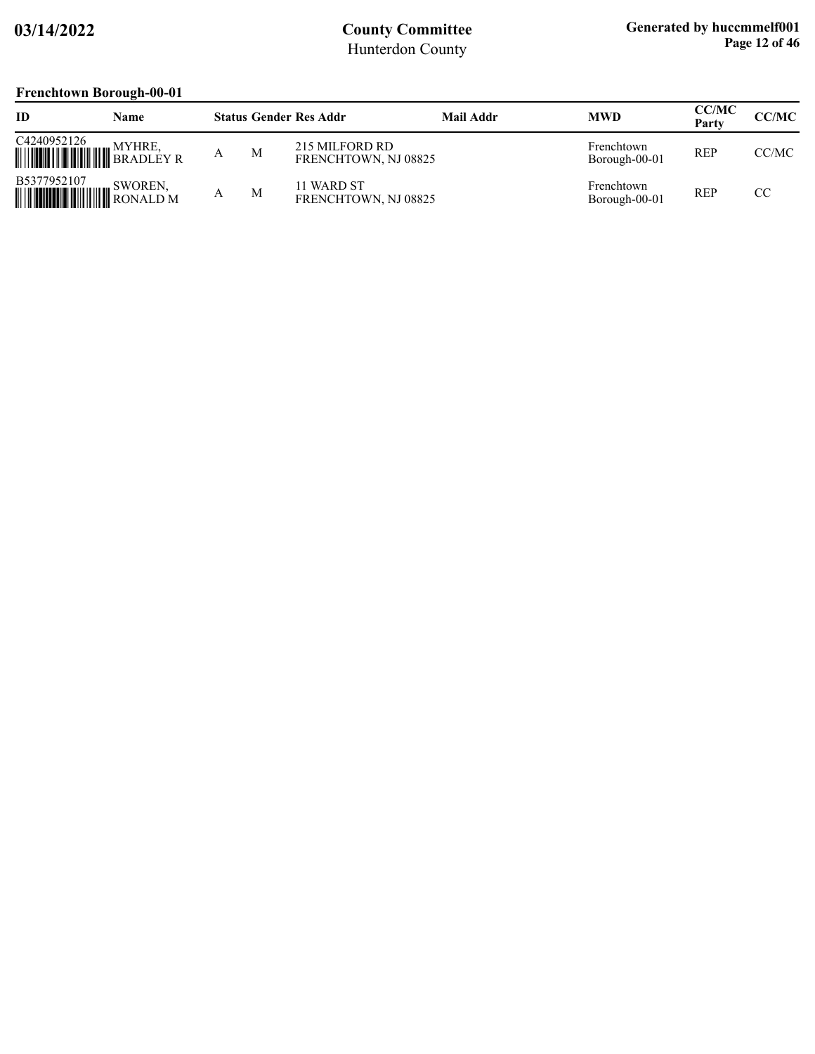## Frenchtown Borough-00-01

| ID | Name | Status | Gender | Res Addr | Mail Addr | MWD | CC/MC Party | CC/MC |
|---|---|---|---|---|---|---|---|---|
| C4240952126 | MYHRE, BRADLEY R | A | M | 215 MILFORD RD FRENCHTOWN, NJ 08825 | | Frenchtown Borough-00-01 | REP | CC/MC |
| B5377952107 | SWOREN, RONALD M | A | M | 11 WARD ST FRENCHTOWN, NJ 08825 | | Frenchtown Borough-00-01 | REP | CC |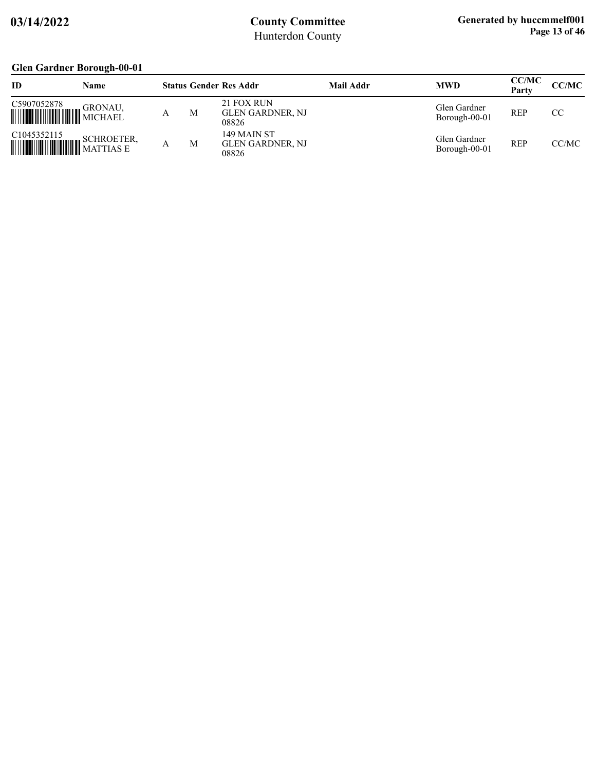## Glen Gardner Borough-00-01

| ID | Name | Status | Gender | Res Addr | Mail Addr | MWD | CC/MC Party | CC/MC |
|---|---|---|---|---|---|---|---|---|
| C5907052878 | GRONAU, MICHAEL | A | M | 21 FOX RUN GLEN GARDNER, NJ 08826 | | Glen Gardner Borough-00-01 | REP | CC |
| C1045352115 | SCHROETER, MATTIAS E | A | M | 149 MAIN ST GLEN GARDNER, NJ 08826 | | Glen Gardner Borough-00-01 | REP | CC/MC |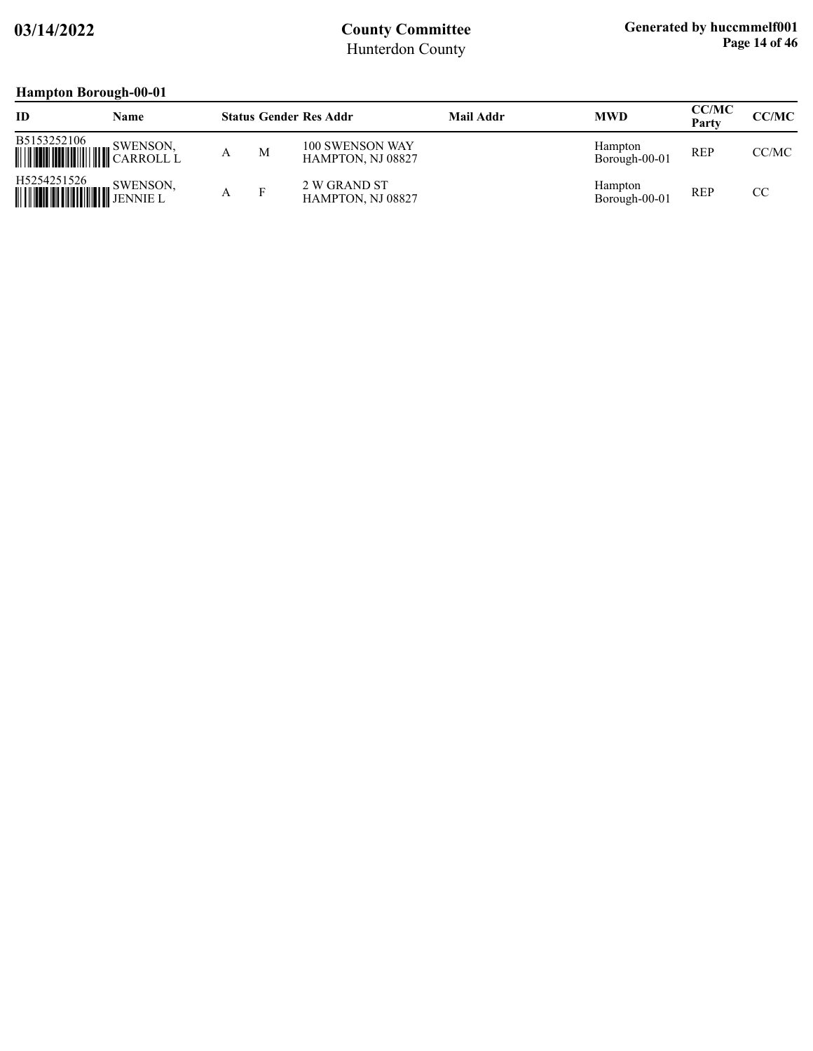## Hampton Borough-00-01

| ID | Name | Status | Gender | Res Addr | Mail Addr | MWD | CC/MC Party | CC/MC |
|---|---|---|---|---|---|---|---|---|
| B5153252106 | SWENSON, CARROLL L | A | M | 100 SWENSON WAY HAMPTON, NJ 08827 | | Hampton Borough-00-01 | REP | CC/MC |
| H5254251526 | SWENSON, JENNIE L | A | F | 2 W GRAND ST HAMPTON, NJ 08827 | | Hampton Borough-00-01 | REP | CC |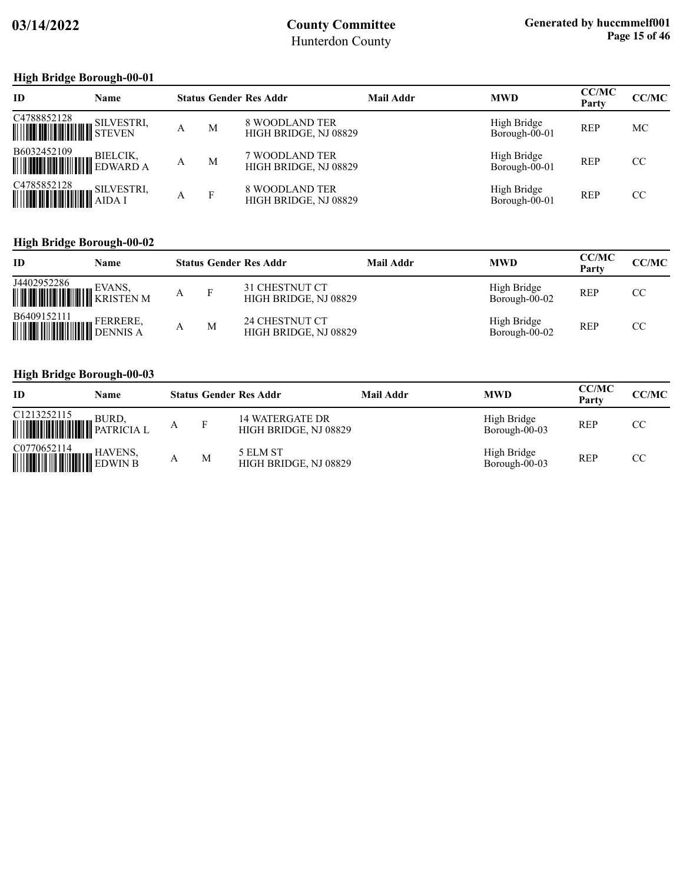## High Bridge Borough-00-01

| ID | Name | Status | Gender | Res Addr | Mail Addr | MWD | CC/MC Party | CC/MC |
|---|---|---|---|---|---|---|---|---|
| C4788852128 | SILVESTRI, STEVEN | A | M | 8 WOODLAND TER HIGH BRIDGE, NJ 08829 | | High Bridge Borough-00-01 | REP | MC |
| B6032452109 | BIELCIK, EDWARD A | A | M | 7 WOODLAND TER HIGH BRIDGE, NJ 08829 | | High Bridge Borough-00-01 | REP | CC |
| C4785852128 | SILVESTRI, AIDA I | A | F | 8 WOODLAND TER HIGH BRIDGE, NJ 08829 | | High Bridge Borough-00-01 | REP | CC |

## High Bridge Borough-00-02

| ID | Name | Status | Gender | Res Addr | Mail Addr | MWD | CC/MC Party | CC/MC |
|---|---|---|---|---|---|---|---|---|
| J4402952286 | EVANS, KRISTEN M | A | F | 31 CHESTNUT CT HIGH BRIDGE, NJ 08829 | | High Bridge Borough-00-02 | REP | CC |
| B6409152111 | FERRERE, DENNIS A | A | M | 24 CHESTNUT CT HIGH BRIDGE, NJ 08829 | | High Bridge Borough-00-02 | REP | CC |

## High Bridge Borough-00-03

| ID | Name | Status | Gender | Res Addr | Mail Addr | MWD | CC/MC Party | CC/MC |
|---|---|---|---|---|---|---|---|---|
| C1213252115 | BURD, PATRICIA L | A | F | 14 WATERGATE DR HIGH BRIDGE, NJ 08829 | | High Bridge Borough-00-03 | REP | CC |
| C0770652114 | HAVENS, EDWIN B | A | M | 5 ELM ST HIGH BRIDGE, NJ 08829 | | High Bridge Borough-00-03 | REP | CC |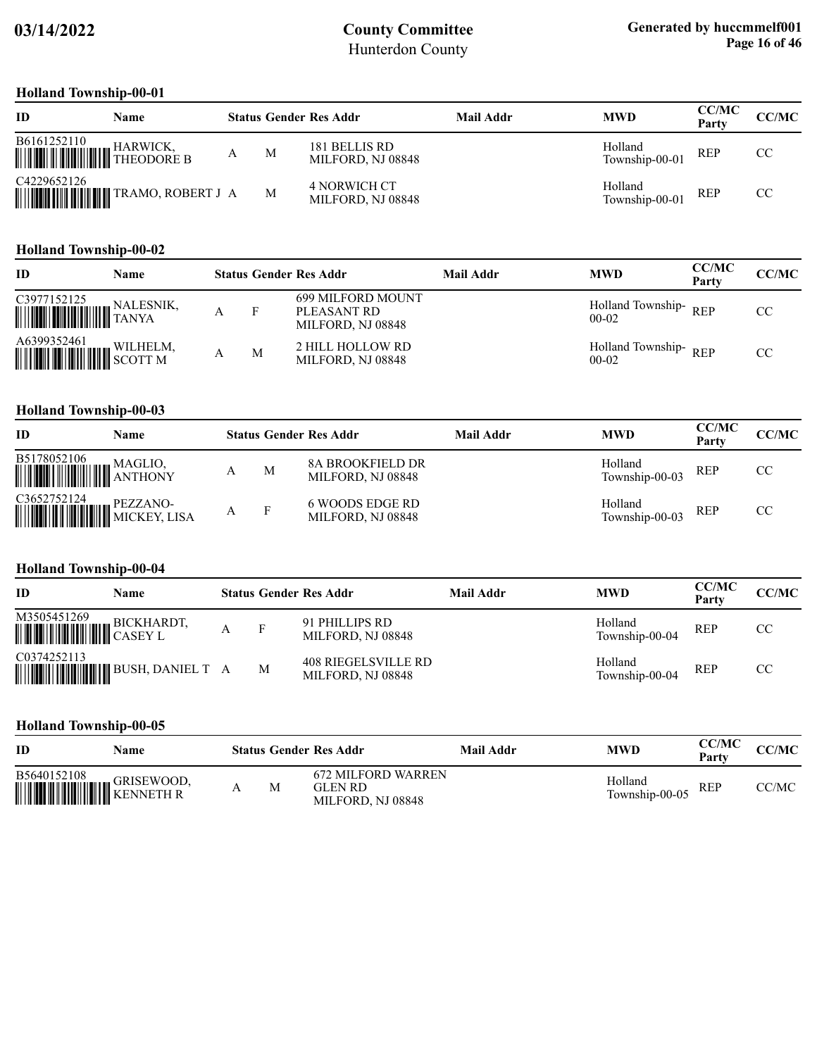## Holland Township-00-01

| ID | Name | Status | Gender | Res Addr | Mail Addr | MWD | CC/MC Party | CC/MC |
|---|---|---|---|---|---|---|---|---|
| B6161252110 | HARWICK, THEODORE B | A | M | 181 BELLIS RD MILFORD, NJ 08848 | | Holland Township-00-01 | REP | CC |
| C4229652126 | TRAMO, ROBERT J | A | M | 4 NORWICH CT MILFORD, NJ 08848 | | Holland Township-00-01 | REP | CC |

## Holland Township-00-02

| ID | Name | Status | Gender | Res Addr | Mail Addr | MWD | CC/MC Party | CC/MC |
|---|---|---|---|---|---|---|---|---|
| C3977152125 | NALESNIK, TANYA | A | F | 699 MILFORD MOUNT PLEASANT RD MILFORD, NJ 08848 | | Holland Township-00-02 | REP | CC |
| A6399352461 | WILHELM, SCOTT M | A | M | 2 HILL HOLLOW RD MILFORD, NJ 08848 | | Holland Township-00-02 | REP | CC |

## Holland Township-00-03

| ID | Name | Status | Gender | Res Addr | Mail Addr | MWD | CC/MC Party | CC/MC |
|---|---|---|---|---|---|---|---|---|
| B5178052106 | MAGLIO, ANTHONY | A | M | 8A BROOKFIELD DR MILFORD, NJ 08848 | | Holland Township-00-03 | REP | CC |
| C3652752124 | PEZZANO-MICKEY, LISA | A | F | 6 WOODS EDGE RD MILFORD, NJ 08848 | | Holland Township-00-03 | REP | CC |

## Holland Township-00-04

| ID | Name | Status | Gender | Res Addr | Mail Addr | MWD | CC/MC Party | CC/MC |
|---|---|---|---|---|---|---|---|---|
| M3505451269 | BICKHARDT, CASEY L | A | F | 91 PHILLIPS RD MILFORD, NJ 08848 | | Holland Township-00-04 | REP | CC |
| C0374252113 | BUSH, DANIEL T | A | M | 408 RIEGELSVILLE RD MILFORD, NJ 08848 | | Holland Township-00-04 | REP | CC |

## Holland Township-00-05

| ID | Name | Status | Gender | Res Addr | Mail Addr | MWD | CC/MC Party | CC/MC |
|---|---|---|---|---|---|---|---|---|
| B5640152108 | GRISEWOOD, KENNETH R | A | M | 672 MILFORD WARREN GLEN RD MILFORD, NJ 08848 | | Holland Township-00-05 | REP | CC/MC |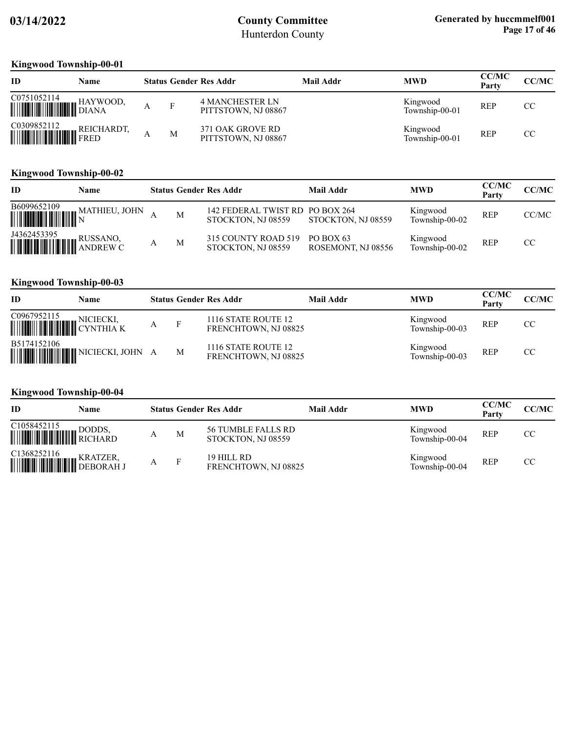### Kingwood Township-00-01

| ID | Name | Status | Gender | Res Addr | Mail Addr | MWD | CC/MC Party | CC/MC |
|---|---|---|---|---|---|---|---|---|
| C0751052114 | HAYWOOD, DIANA | A | F | 4 MANCHESTER LN PITTSTOWN, NJ 08867 | | Kingwood Township-00-01 | REP | CC |
| C0309852112 | REICHARDT, FRED | A | M | 371 OAK GROVE RD PITTSTOWN, NJ 08867 | | Kingwood Township-00-01 | REP | CC |

### Kingwood Township-00-02

| ID | Name | Status | Gender | Res Addr | Mail Addr | MWD | CC/MC Party | CC/MC |
|---|---|---|---|---|---|---|---|---|
| B6099652109 | MATHIEU, JOHN N | A | M | 142 FEDERAL TWIST RD STOCKTON, NJ 08559 | PO BOX 264 STOCKTON, NJ 08559 | Kingwood Township-00-02 | REP | CC/MC |
| J4362453395 | RUSSANO, ANDREW C | A | M | 315 COUNTY ROAD 519 STOCKTON, NJ 08559 | PO BOX 63 ROSEMONT, NJ 08556 | Kingwood Township-00-02 | REP | CC |

### Kingwood Township-00-03

| ID | Name | Status | Gender | Res Addr | Mail Addr | MWD | CC/MC Party | CC/MC |
|---|---|---|---|---|---|---|---|---|
| C0967952115 | NICIECKI, CYNTHIA K | A | F | 1116 STATE ROUTE 12 FRENCHTOWN, NJ 08825 | | Kingwood Township-00-03 | REP | CC |
| B5174152106 | NICIECKI, JOHN | A | M | 1116 STATE ROUTE 12 FRENCHTOWN, NJ 08825 | | Kingwood Township-00-03 | REP | CC |

### Kingwood Township-00-04

| ID | Name | Status | Gender | Res Addr | Mail Addr | MWD | CC/MC Party | CC/MC |
|---|---|---|---|---|---|---|---|---|
| C1058452115 | DODDS, RICHARD | A | M | 56 TUMBLE FALLS RD STOCKTON, NJ 08559 | | Kingwood Township-00-04 | REP | CC |
| C1368252116 | KRATZER, DEBORAH J | A | F | 19 HILL RD FRENCHTOWN, NJ 08825 | | Kingwood Township-00-04 | REP | CC |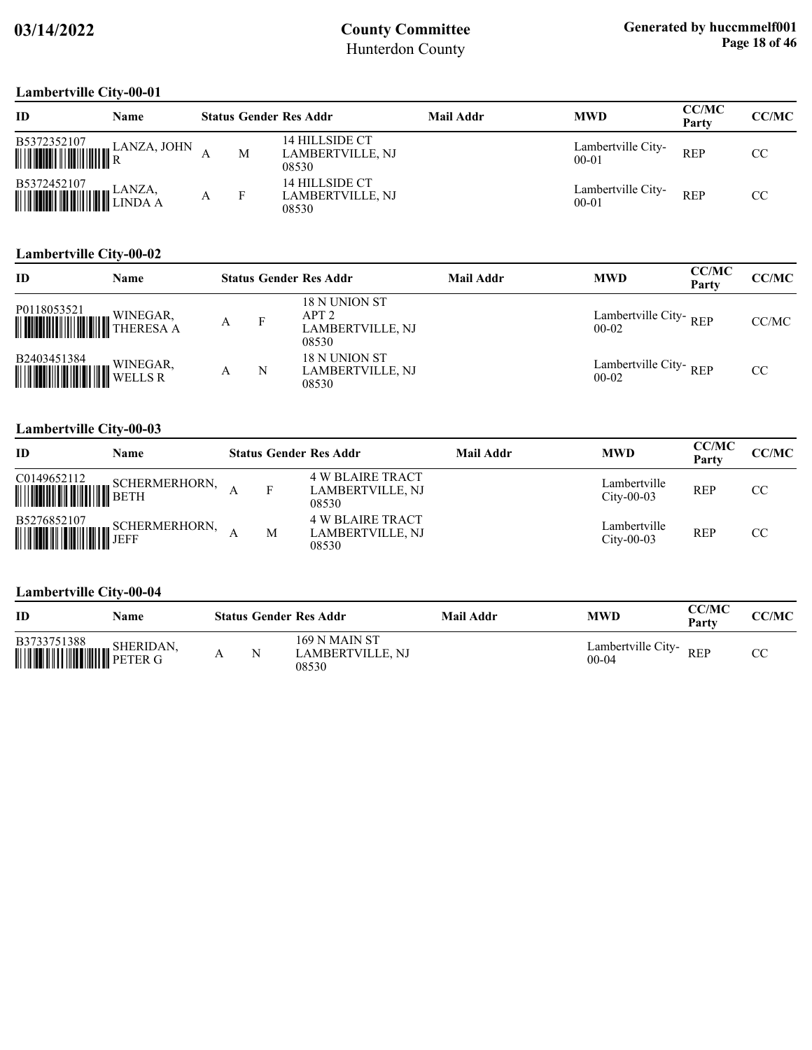## Lambertville City-00-01

| ID | Name | Status | Gender | Res Addr | Mail Addr | MWD | CC/MC Party | CC/MC |
|---|---|---|---|---|---|---|---|---|
| B5372352107 | LANZA, JOHN R | A | M | 14 HILLSIDE CT LAMBERTVILLE, NJ 08530 | | Lambertville City-00-01 | REP | CC |
| B5372452107 | LANZA, LINDA A | A | F | 14 HILLSIDE CT LAMBERTVILLE, NJ 08530 | | Lambertville City-00-01 | REP | CC |

## Lambertville City-00-02

| ID | Name | Status | Gender | Res Addr | Mail Addr | MWD | CC/MC Party | CC/MC |
|---|---|---|---|---|---|---|---|---|
| P0118053521 | WINEGAR, THERESA A | A | F | 18 N UNION ST APT 2 LAMBERTVILLE, NJ 08530 | | Lambertville City-00-02 | REP | CC/MC |
| B2403451384 | WINEGAR, WELLS R | A | N | 18 N UNION ST LAMBERTVILLE, NJ 08530 | | Lambertville City-00-02 | REP | CC |

## Lambertville City-00-03

| ID | Name | Status | Gender | Res Addr | Mail Addr | MWD | CC/MC Party | CC/MC |
|---|---|---|---|---|---|---|---|---|
| C0149652112 | SCHERMERHORN, BETH | A | F | 4 W BLAIRE TRACT LAMBERTVILLE, NJ 08530 | | Lambertville City-00-03 | REP | CC |
| B5276852107 | SCHERMERHORN, JEFF | A | M | 4 W BLAIRE TRACT LAMBERTVILLE, NJ 08530 | | Lambertville City-00-03 | REP | CC |

## Lambertville City-00-04

| ID | Name | Status | Gender | Res Addr | Mail Addr | MWD | CC/MC Party | CC/MC |
|---|---|---|---|---|---|---|---|---|
| B3733751388 | SHERIDAN, PETER G | A | N | 169 N MAIN ST LAMBERTVILLE, NJ 08530 | | Lambertville City-00-04 | REP | CC |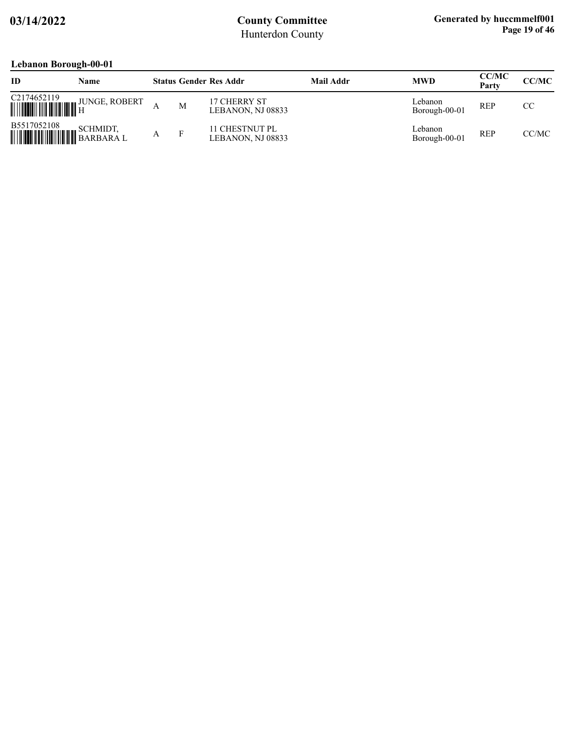## Lebanon Borough-00-01

| ID | Name | Status | Gender | Res Addr | Mail Addr | MWD | CC/MC Party | CC/MC |
|---|---|---|---|---|---|---|---|---|
| C2174652119 | JUNGE, ROBERT H | A | M | 17 CHERRY ST LEBANON, NJ 08833 | | Lebanon Borough-00-01 | REP | CC |
| B5517052108 | SCHMIDT, BARBARA L | A | F | 11 CHESTNUT PL LEBANON, NJ 08833 | | Lebanon Borough-00-01 | REP | CC/MC |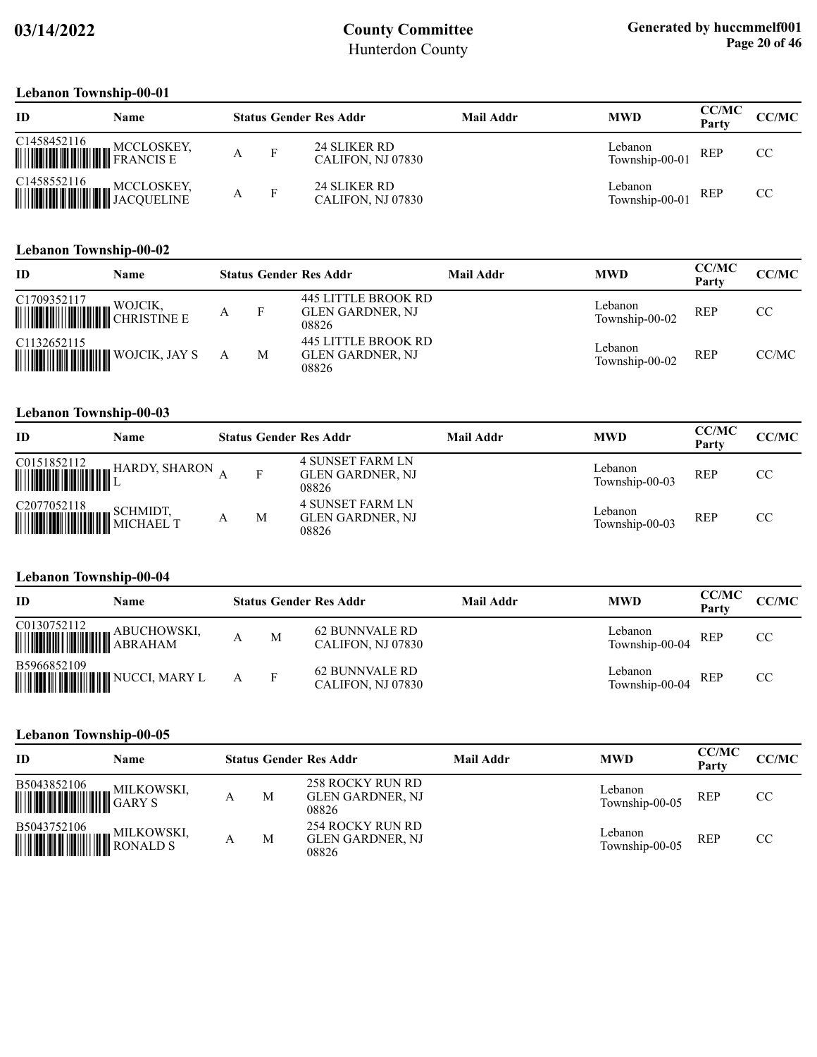### Lebanon Township-00-01

| ID | Name | Status | Gender | Res Addr | Mail Addr | MWD | CC/MC Party | CC/MC |
|---|---|---|---|---|---|---|---|---|
| C1458452116 | MCCLOSKEY, FRANCIS E | A | F | 24 SLIKER RD CALIFON, NJ 07830 | | Lebanon Township-00-01 | REP | CC |
| C1458552116 | MCCLOSKEY, JACQUELINE | A | F | 24 SLIKER RD CALIFON, NJ 07830 | | Lebanon Township-00-01 | REP | CC |

### Lebanon Township-00-02

| ID | Name | Status | Gender | Res Addr | Mail Addr | MWD | CC/MC Party | CC/MC |
|---|---|---|---|---|---|---|---|---|
| C1709352117 | WOJCIK, CHRISTINE E | A | F | 445 LITTLE BROOK RD GLEN GARDNER, NJ 08826 | | Lebanon Township-00-02 | REP | CC |
| C1132652115 | WOJCIK, JAY S | A | M | 445 LITTLE BROOK RD GLEN GARDNER, NJ 08826 | | Lebanon Township-00-02 | REP | CC/MC |

### Lebanon Township-00-03

| ID | Name | Status | Gender | Res Addr | Mail Addr | MWD | CC/MC Party | CC/MC |
|---|---|---|---|---|---|---|---|---|
| C0151852112 | HARDY, SHARON L | A | F | 4 SUNSET FARM LN GLEN GARDNER, NJ 08826 | | Lebanon Township-00-03 | REP | CC |
| C2077052118 | SCHMIDT, MICHAEL T | A | M | 4 SUNSET FARM LN GLEN GARDNER, NJ 08826 | | Lebanon Township-00-03 | REP | CC |

### Lebanon Township-00-04

| ID | Name | Status | Gender | Res Addr | Mail Addr | MWD | CC/MC Party | CC/MC |
|---|---|---|---|---|---|---|---|---|
| C0130752112 | ABUCHOWSKI, ABRAHAM | A | M | 62 BUNNVALE RD CALIFON, NJ 07830 | | Lebanon Township-00-04 | REP | CC |
| B5966852109 | NUCCI, MARY L | A | F | 62 BUNNVALE RD CALIFON, NJ 07830 | | Lebanon Township-00-04 | REP | CC |

### Lebanon Township-00-05

| ID | Name | Status | Gender | Res Addr | Mail Addr | MWD | CC/MC Party | CC/MC |
|---|---|---|---|---|---|---|---|---|
| B5043852106 | MILKOWSKI, GARY S | A | M | 258 ROCKY RUN RD GLEN GARDNER, NJ 08826 | | Lebanon Township-00-05 | REP | CC |
| B5043752106 | MILKOWSKI, RONALD S | A | M | 254 ROCKY RUN RD GLEN GARDNER, NJ 08826 | | Lebanon Township-00-05 | REP | CC |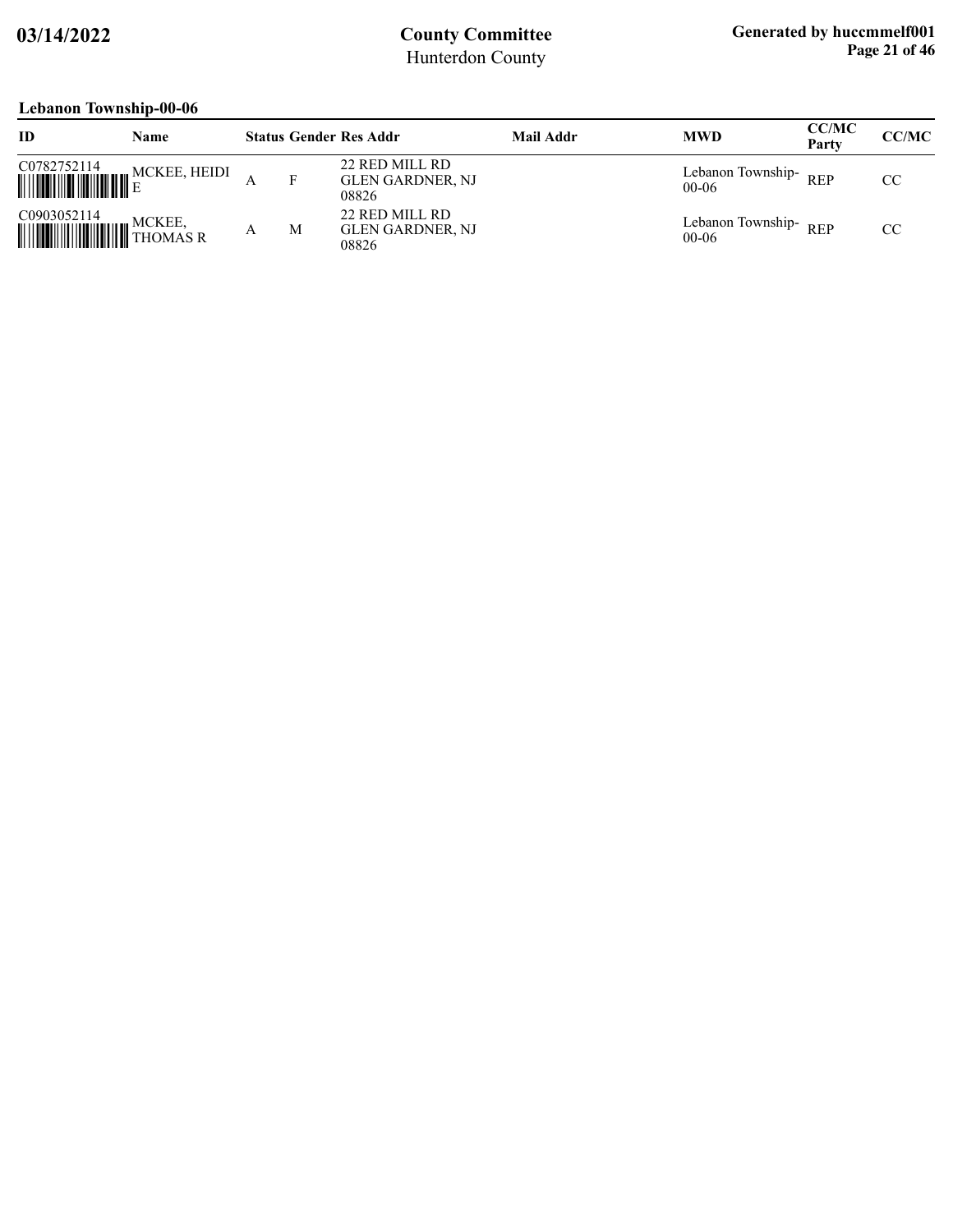## Lebanon Township-00-06

| ID | Name | Status | Gender | Res Addr | Mail Addr | MWD | CC/MC Party | CC/MC |
|---|---|---|---|---|---|---|---|---|
| C0782752114 | MCKEE, HEIDI E | A | F | 22 RED MILL RD GLEN GARDNER, NJ 08826 | | Lebanon Township-00-06 | REP | CC |
| C0903052114 | MCKEE, THOMAS R | A | M | 22 RED MILL RD GLEN GARDNER, NJ 08826 | | Lebanon Township-00-06 | REP | CC |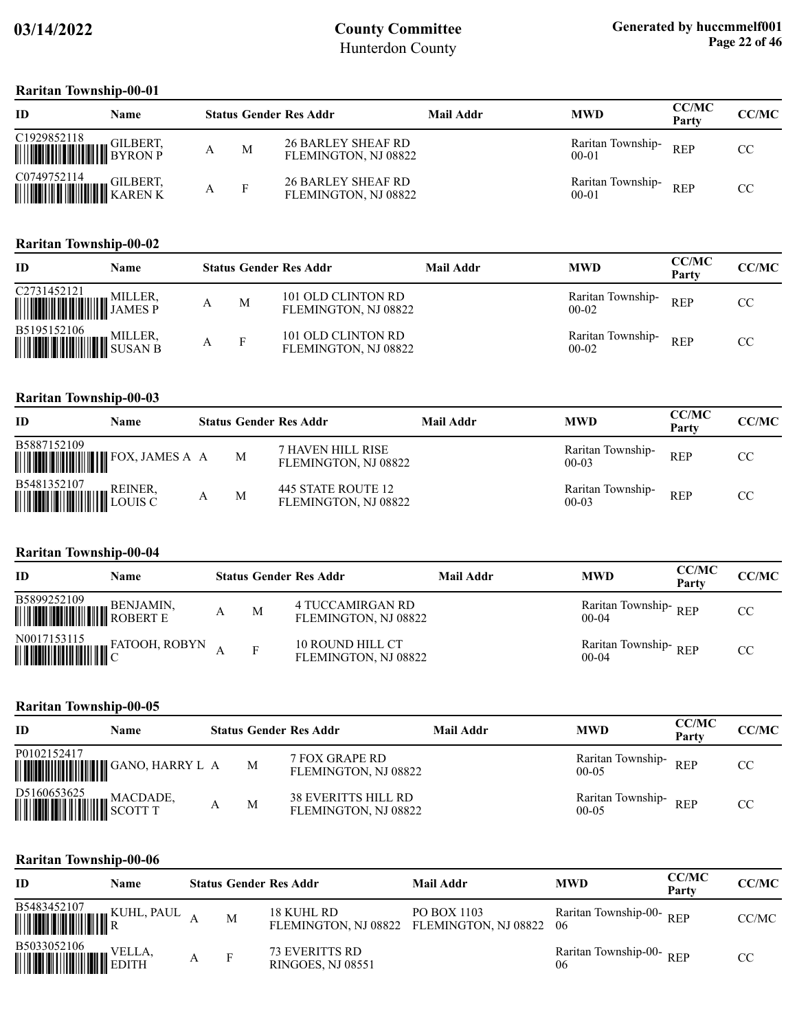# County Committee

Hunterdon County

03/14/2022

Generated by huccmmelf001

### Raritan Township-00-01

| ID | Name | Status | Gender | Res Addr | Mail Addr | MWD | CC/MC Party | CC/MC |
|---|---|---|---|---|---|---|---|---|
| C1929852118 | GILBERT, BYRON P | A | M | 26 BARLEY SHEAF RD FLEMINGTON, NJ 08822 | | Raritan Township-00-01 | REP | CC |
| C0749752114 | GILBERT, KAREN K | A | F | 26 BARLEY SHEAF RD FLEMINGTON, NJ 08822 | | Raritan Township-00-01 | REP | CC |

### Raritan Township-00-02

| ID | Name | Status | Gender | Res Addr | Mail Addr | MWD | CC/MC Party | CC/MC |
|---|---|---|---|---|---|---|---|---|
| C2731452121 | MILLER, JAMES P | A | M | 101 OLD CLINTON RD FLEMINGTON, NJ 08822 | | Raritan Township-00-02 | REP | CC |
| B5195152106 | MILLER, SUSAN B | A | F | 101 OLD CLINTON RD FLEMINGTON, NJ 08822 | | Raritan Township-00-02 | REP | CC |

### Raritan Township-00-03

| ID | Name | Status | Gender | Res Addr | Mail Addr | MWD | CC/MC Party | CC/MC |
|---|---|---|---|---|---|---|---|---|
| B5887152109 | FOX, JAMES A | A | M | 7 HAVEN HILL RISE FLEMINGTON, NJ 08822 | | Raritan Township-00-03 | REP | CC |
| B5481352107 | REINER, LOUIS C | A | M | 445 STATE ROUTE 12 FLEMINGTON, NJ 08822 | | Raritan Township-00-03 | REP | CC |

### Raritan Township-00-04

| ID | Name | Status | Gender | Res Addr | Mail Addr | MWD | CC/MC Party | CC/MC |
|---|---|---|---|---|---|---|---|---|
| B5899252109 | BENJAMIN, ROBERT E | A | M | 4 TUCCAMIRGAN RD FLEMINGTON, NJ 08822 | | Raritan Township-00-04 | REP | CC |
| N0017153115 | FATOOH, ROBYN C | A | F | 10 ROUND HILL CT FLEMINGTON, NJ 08822 | | Raritan Township-00-04 | REP | CC |

### Raritan Township-00-05

| ID | Name | Status | Gender | Res Addr | Mail Addr | MWD | CC/MC Party | CC/MC |
|---|---|---|---|---|---|---|---|---|
| P0102152417 | GANO, HARRY L | A | M | 7 FOX GRAPE RD FLEMINGTON, NJ 08822 | | Raritan Township-00-05 | REP | CC |
| D5160653625 | MACDADE, SCOTT T | A | M | 38 EVERITTS HILL RD FLEMINGTON, NJ 08822 | | Raritan Township-00-05 | REP | CC |

### Raritan Township-00-06

| ID | Name | Status | Gender | Res Addr | Mail Addr | MWD | CC/MC Party | CC/MC |
|---|---|---|---|---|---|---|---|---|
| B5483452107 | KUHL, PAUL R | A | M | 18 KUHL RD FLEMINGTON, NJ 08822 | PO BOX 1103 FLEMINGTON, NJ 08822 | Raritan Township-00-06 | REP | CC/MC |
| B5033052106 | VELLA, EDITH | A | F | 73 EVERITTS RD RINGOES, NJ 08551 | | Raritan Township-00-06 | REP | CC |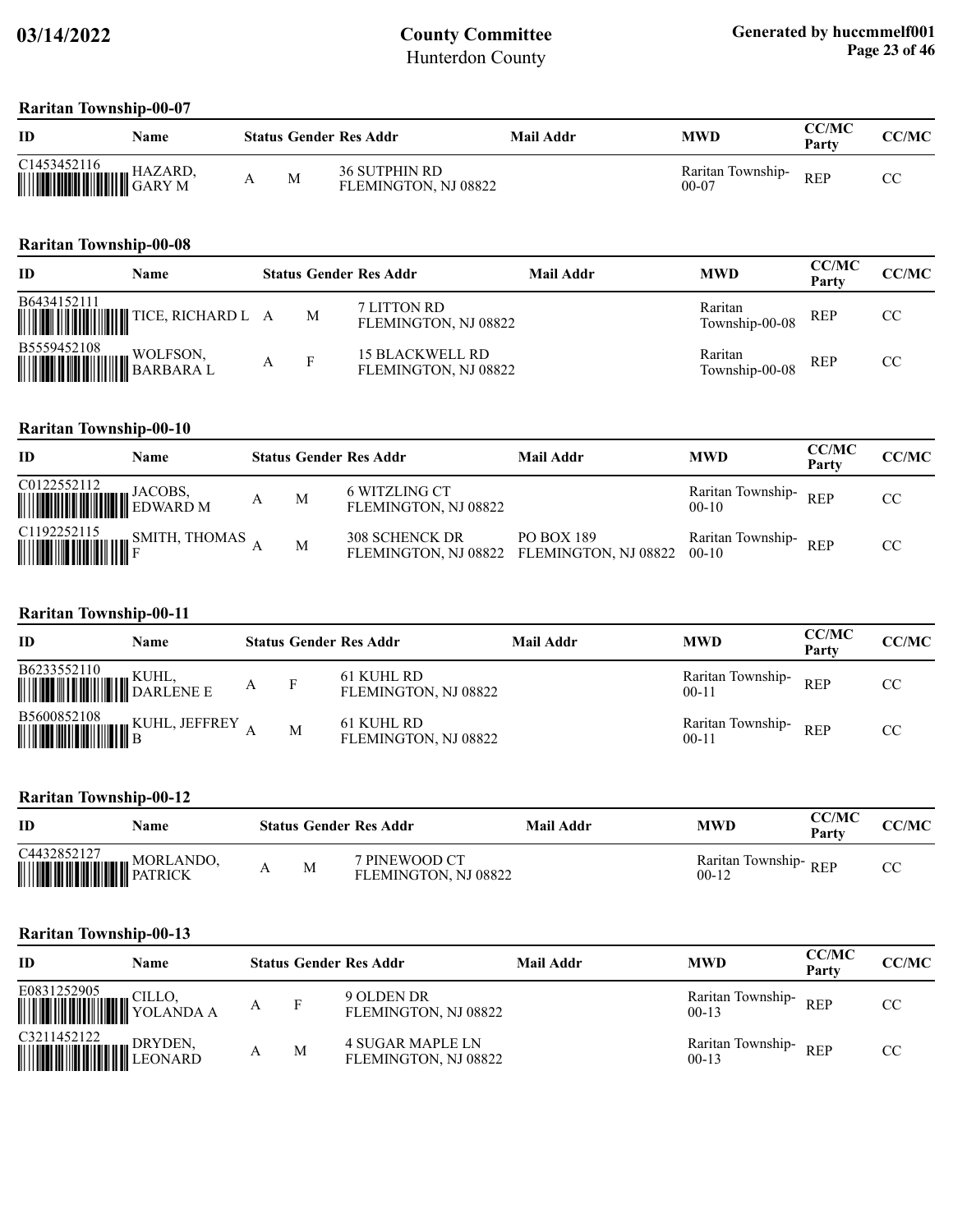## Raritan Township-00-07

| ID | Name | Status | Gender | Res Addr | Mail Addr | MWD | CC/MC Party | CC/MC |
|---|---|---|---|---|---|---|---|---|
| C1453452116 | HAZARD, GARY M | A | M | 36 SUTPHIN RD FLEMINGTON, NJ 08822 | | Raritan Township-00-07 | REP | CC |

## Raritan Township-00-08

| ID | Name | Status | Gender | Res Addr | Mail Addr | MWD | CC/MC Party | CC/MC |
|---|---|---|---|---|---|---|---|---|
| B6434152111 | TICE, RICHARD L | A | M | 7 LITTON RD FLEMINGTON, NJ 08822 | | Raritan Township-00-08 | REP | CC |
| B5559452108 | WOLFSON, BARBARA L | A | F | 15 BLACKWELL RD FLEMINGTON, NJ 08822 | | Raritan Township-00-08 | REP | CC |

## Raritan Township-00-10

| ID | Name | Status | Gender | Res Addr | Mail Addr | MWD | CC/MC Party | CC/MC |
|---|---|---|---|---|---|---|---|---|
| C0122552112 | JACOBS, EDWARD M | A | M | 6 WITZLING CT FLEMINGTON, NJ 08822 | | Raritan Township-00-10 | REP | CC |
| C1192252115 | SMITH, THOMAS F | A | M | 308 SCHENCK DR FLEMINGTON, NJ 08822 | PO BOX 189 FLEMINGTON, NJ 08822 | Raritan Township-00-10 | REP | CC |

## Raritan Township-00-11

| ID | Name | Status | Gender | Res Addr | Mail Addr | MWD | CC/MC Party | CC/MC |
|---|---|---|---|---|---|---|---|---|
| B6233552110 | KUHL, DARLENE E | A | F | 61 KUHL RD FLEMINGTON, NJ 08822 | | Raritan Township-00-11 | REP | CC |
| B5600852108 | KUHL, JEFFREY B | A | M | 61 KUHL RD FLEMINGTON, NJ 08822 | | Raritan Township-00-11 | REP | CC |

## Raritan Township-00-12

| ID | Name | Status | Gender | Res Addr | Mail Addr | MWD | CC/MC Party | CC/MC |
|---|---|---|---|---|---|---|---|---|
| C4432852127 | MORLANDO, PATRICK | A | M | 7 PINEWOOD CT FLEMINGTON, NJ 08822 | | Raritan Township-00-12 | REP | CC |

## Raritan Township-00-13

| ID | Name | Status | Gender | Res Addr | Mail Addr | MWD | CC/MC Party | CC/MC |
|---|---|---|---|---|---|---|---|---|
| E0831252905 | CILLO, YOLANDA A | A | F | 9 OLDEN DR FLEMINGTON, NJ 08822 | | Raritan Township-00-13 | REP | CC |
| C3211452122 | DRYDEN, LEONARD | A | M | 4 SUGAR MAPLE LN FLEMINGTON, NJ 08822 | | Raritan Township-00-13 | REP | CC |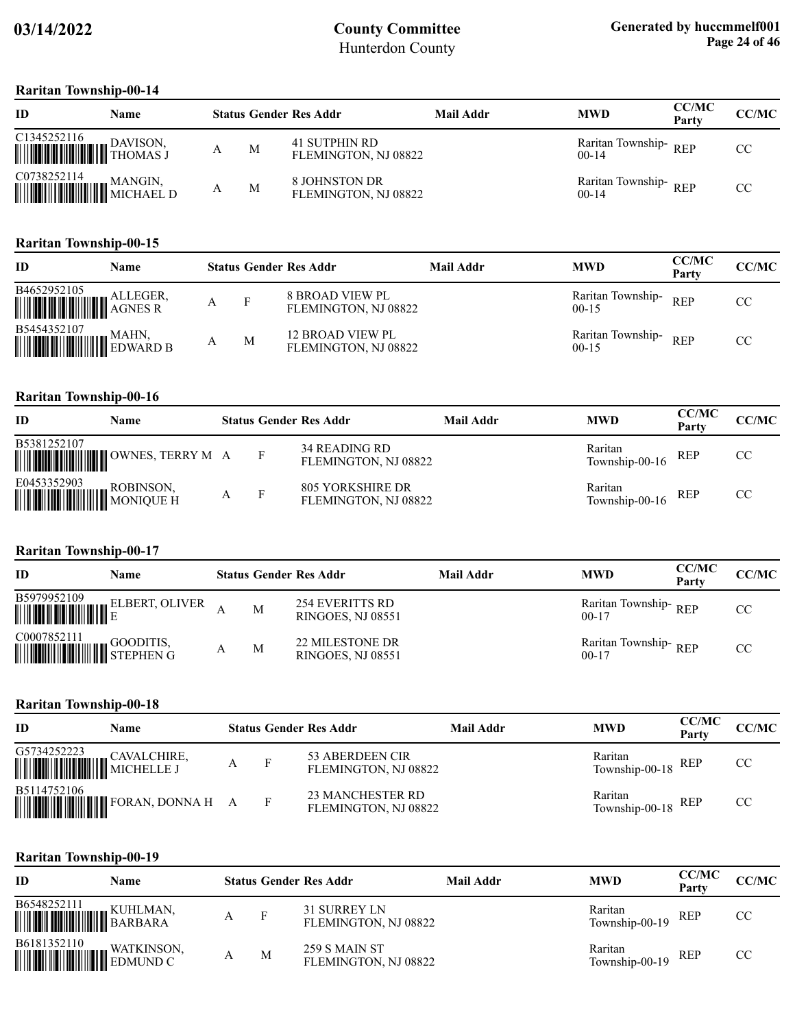## Raritan Township-00-14

| ID | Name | Status | Gender | Res Addr | Mail Addr | MWD | CC/MC Party | CC/MC |
|---|---|---|---|---|---|---|---|---|
| C1345252116 | DAVISON, THOMAS J | A | M | 41 SUTPHIN RD FLEMINGTON, NJ 08822 | | Raritan Township-00-14 | REP | CC |
| C0738252114 | MANGIN, MICHAEL D | A | M | 8 JOHNSTON DR FLEMINGTON, NJ 08822 | | Raritan Township-00-14 | REP | CC |

## Raritan Township-00-15

| ID | Name | Status | Gender | Res Addr | Mail Addr | MWD | CC/MC Party | CC/MC |
|---|---|---|---|---|---|---|---|---|
| B4652952105 | ALLEGER, AGNES R | A | F | 8 BROAD VIEW PL FLEMINGTON, NJ 08822 | | Raritan Township-00-15 | REP | CC |
| B5454352107 | MAHN, EDWARD B | A | M | 12 BROAD VIEW PL FLEMINGTON, NJ 08822 | | Raritan Township-00-15 | REP | CC |

## Raritan Township-00-16

| ID | Name | Status | Gender | Res Addr | Mail Addr | MWD | CC/MC Party | CC/MC |
|---|---|---|---|---|---|---|---|---|
| B5381252107 | OWNES, TERRY M | A | F | 34 READING RD FLEMINGTON, NJ 08822 | | Raritan Township-00-16 | REP | CC |
| E0453352903 | ROBINSON, MONIQUE H | A | F | 805 YORKSHIRE DR FLEMINGTON, NJ 08822 | | Raritan Township-00-16 | REP | CC |

## Raritan Township-00-17

| ID | Name | Status | Gender | Res Addr | Mail Addr | MWD | CC/MC Party | CC/MC |
|---|---|---|---|---|---|---|---|---|
| B5979952109 | ELBERT, OLIVER E | A | M | 254 EVERITTS RD RINGOES, NJ 08551 | | Raritan Township-00-17 | REP | CC |
| C0007852111 | GOODITIS, STEPHEN G | A | M | 22 MILESTONE DR RINGOES, NJ 08551 | | Raritan Township-00-17 | REP | CC |

## Raritan Township-00-18

| ID | Name | Status | Gender | Res Addr | Mail Addr | MWD | CC/MC Party | CC/MC |
|---|---|---|---|---|---|---|---|---|
| G5734252223 | CAVALCHIRE, MICHELLE J | A | F | 53 ABERDEEN CIR FLEMINGTON, NJ 08822 | | Raritan Township-00-18 | REP | CC |
| B5114752106 | FORAN, DONNA H | A | F | 23 MANCHESTER RD FLEMINGTON, NJ 08822 | | Raritan Township-00-18 | REP | CC |

## Raritan Township-00-19

| ID | Name | Status | Gender | Res Addr | Mail Addr | MWD | CC/MC Party | CC/MC |
|---|---|---|---|---|---|---|---|---|
| B6548252111 | KUHLMAN, BARBARA | A | F | 31 SURREY LN FLEMINGTON, NJ 08822 | | Raritan Township-00-19 | REP | CC |
| B6181352110 | WATKINSON, EDMUND C | A | M | 259 S MAIN ST FLEMINGTON, NJ 08822 | | Raritan Township-00-19 | REP | CC |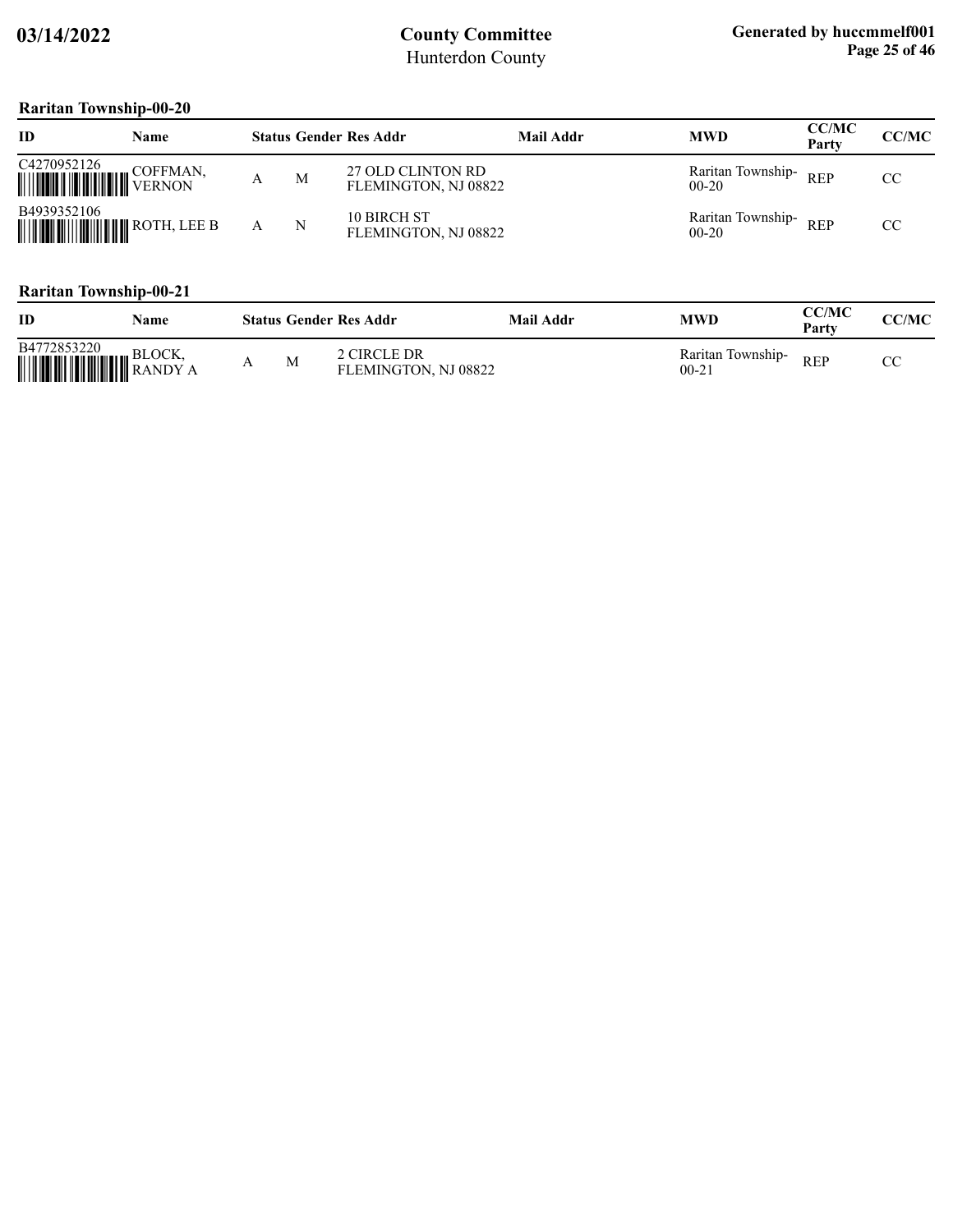## Raritan Township-00-20

| ID | Name | Status | Gender | Res Addr | Mail Addr | MWD | CC/MC Party | CC/MC |
|---|---|---|---|---|---|---|---|---|
| C4270952126 | COFFMAN, VERNON | A | M | 27 OLD CLINTON RD FLEMINGTON, NJ 08822 | | Raritan Township-00-20 | REP | CC |
| B4939352106 | ROTH, LEE B | A | N | 10 BIRCH ST FLEMINGTON, NJ 08822 | | Raritan Township-00-20 | REP | CC |

## Raritan Township-00-21

| ID | Name | Status | Gender | Res Addr | Mail Addr | MWD | CC/MC Party | CC/MC |
|---|---|---|---|---|---|---|---|---|
| B4772853220 | BLOCK, RANDY A | A | M | 2 CIRCLE DR FLEMINGTON, NJ 08822 | | Raritan Township-00-21 | REP | CC |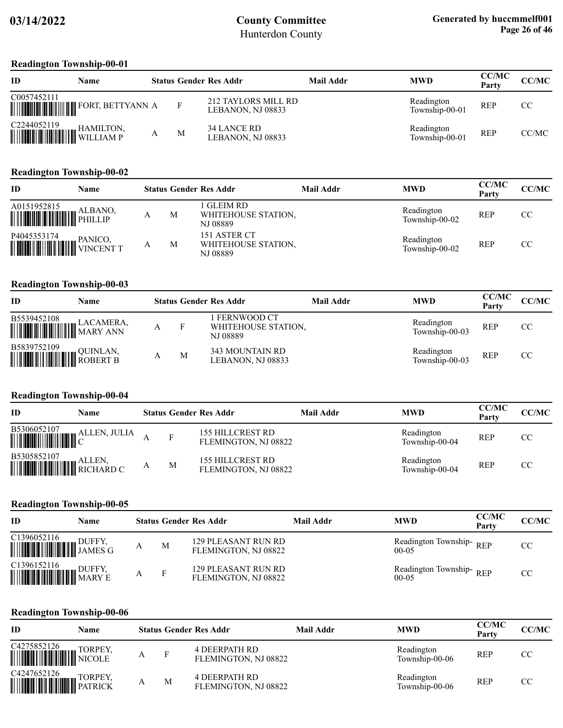# County Committee

Hunterdon County

03/14/2022

Generated by huccmmelf001

## Readington Township-00-01

| ID | Name | Status | Gender | Res Addr | Mail Addr | MWD | CC/MC Party | CC/MC |
|---|---|---|---|---|---|---|---|---|
| C0057452111 | FORT, BETTYANN | A | F | 212 TAYLORS MILL RD LEBANON, NJ 08833 | | Readington Township-00-01 | REP | CC |
| C2244052119 | HAMILTON, WILLIAM P | A | M | 34 LANCE RD LEBANON, NJ 08833 | | Readington Township-00-01 | REP | CC/MC |

## Readington Township-00-02

| ID | Name | Status | Gender | Res Addr | Mail Addr | MWD | CC/MC Party | CC/MC |
|---|---|---|---|---|---|---|---|---|
| A0151952815 | ALBANO, PHILLIP | A | M | 1 GLEIM RD WHITEHOUSE STATION, NJ 08889 | | Readington Township-00-02 | REP | CC |
| P4045353174 | PANICO, VINCENT T | A | M | 151 ASTER CT WHITEHOUSE STATION, NJ 08889 | | Readington Township-00-02 | REP | CC |

## Readington Township-00-03

| ID | Name | Status | Gender | Res Addr | Mail Addr | MWD | CC/MC Party | CC/MC |
|---|---|---|---|---|---|---|---|---|
| B5539452108 | LACAMERA, MARY ANN | A | F | 1 FERNWOOD CT WHITEHOUSE STATION, NJ 08889 | | Readington Township-00-03 | REP | CC |
| B5839752109 | QUINLAN, ROBERT B | A | M | 343 MOUNTAIN RD LEBANON, NJ 08833 | | Readington Township-00-03 | REP | CC |

## Readington Township-00-04

| ID | Name | Status | Gender | Res Addr | Mail Addr | MWD | CC/MC Party | CC/MC |
|---|---|---|---|---|---|---|---|---|
| B5306052107 | ALLEN, JULIA C | A | F | 155 HILLCREST RD FLEMINGTON, NJ 08822 | | Readington Township-00-04 | REP | CC |
| B5305852107 | ALLEN, RICHARD C | A | M | 155 HILLCREST RD FLEMINGTON, NJ 08822 | | Readington Township-00-04 | REP | CC |

## Readington Township-00-05

| ID | Name | Status | Gender | Res Addr | Mail Addr | MWD | CC/MC Party | CC/MC |
|---|---|---|---|---|---|---|---|---|
| C1396052116 | DUFFY, JAMES G | A | M | 129 PLEASANT RUN RD FLEMINGTON, NJ 08822 | | Readington Township-00-05 | REP | CC |
| C1396152116 | DUFFY, MARY E | A | F | 129 PLEASANT RUN RD FLEMINGTON, NJ 08822 | | Readington Township-00-05 | REP | CC |

## Readington Township-00-06

| ID | Name | Status | Gender | Res Addr | Mail Addr | MWD | CC/MC Party | CC/MC |
|---|---|---|---|---|---|---|---|---|
| C4275852126 | TORPEY, NICOLE | A | F | 4 DEERPATH RD FLEMINGTON, NJ 08822 | | Readington Township-00-06 | REP | CC |
| C4247652126 | TORPEY, PATRICK | A | M | 4 DEERPATH RD FLEMINGTON, NJ 08822 | | Readington Township-00-06 | REP | CC |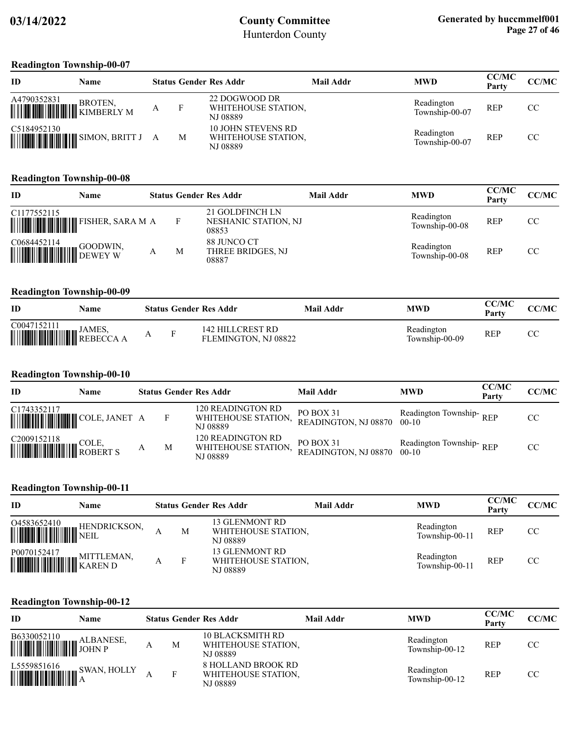## Readington Township-00-07

| ID | Name | Status | Gender | Res Addr | Mail Addr | MWD | CC/MC Party | CC/MC |
|---|---|---|---|---|---|---|---|---|
| A4790352831 | BROTEN, KIMBERLY M | A | F | 22 DOGWOOD DR WHITEHOUSE STATION, NJ 08889 | | Readington Township-00-07 | REP | CC |
| C5184952130 | SIMON, BRITT J | A | M | 10 JOHN STEVENS RD WHITEHOUSE STATION, NJ 08889 | | Readington Township-00-07 | REP | CC |

## Readington Township-00-08

| ID | Name | Status | Gender | Res Addr | Mail Addr | MWD | CC/MC Party | CC/MC |
|---|---|---|---|---|---|---|---|---|
| C1177552115 | FISHER, SARA M | A | F | 21 GOLDFINCH LN NESHANIC STATION, NJ 08853 | | Readington Township-00-08 | REP | CC |
| C0684452114 | GOODWIN, DEWEY W | A | M | 88 JUNCO CT THREE BRIDGES, NJ 08887 | | Readington Township-00-08 | REP | CC |

## Readington Township-00-09

| ID | Name | Status | Gender | Res Addr | Mail Addr | MWD | CC/MC Party | CC/MC |
|---|---|---|---|---|---|---|---|---|
| C0047152111 | JAMES, REBECCA A | A | F | 142 HILLCREST RD FLEMINGTON, NJ 08822 | | Readington Township-00-09 | REP | CC |

## Readington Township-00-10

| ID | Name | Status | Gender | Res Addr | Mail Addr | MWD | CC/MC Party | CC/MC |
|---|---|---|---|---|---|---|---|---|
| C1743352117 | COLE, JANET | A | F | 120 READINGTON RD WHITEHOUSE STATION, NJ 08889 | PO BOX 31 READINGTON, NJ 08870 | Readington Township-00-10 | REP | CC |
| C2009152118 | COLE, ROBERT S | A | M | 120 READINGTON RD WHITEHOUSE STATION, NJ 08889 | PO BOX 31 READINGTON, NJ 08870 | Readington Township-00-10 | REP | CC |

## Readington Township-00-11

| ID | Name | Status | Gender | Res Addr | Mail Addr | MWD | CC/MC Party | CC/MC |
|---|---|---|---|---|---|---|---|---|
| O4583652410 | HENDRICKSON, NEIL | A | M | 13 GLENMONT RD WHITEHOUSE STATION, NJ 08889 | | Readington Township-00-11 | REP | CC |
| P0070152417 | MITTLEMAN, KAREN D | A | F | 13 GLENMONT RD WHITEHOUSE STATION, NJ 08889 | | Readington Township-00-11 | REP | CC |

## Readington Township-00-12

| ID | Name | Status | Gender | Res Addr | Mail Addr | MWD | CC/MC Party | CC/MC |
|---|---|---|---|---|---|---|---|---|
| B6330052110 | ALBANESE, JOHN P | A | M | 10 BLACKSMITH RD WHITEHOUSE STATION, NJ 08889 | | Readington Township-00-12 | REP | CC |
| L5559851616 | SWAN, HOLLY A | A | F | 8 HOLLAND BROOK RD WHITEHOUSE STATION, NJ 08889 | | Readington Township-00-12 | REP | CC |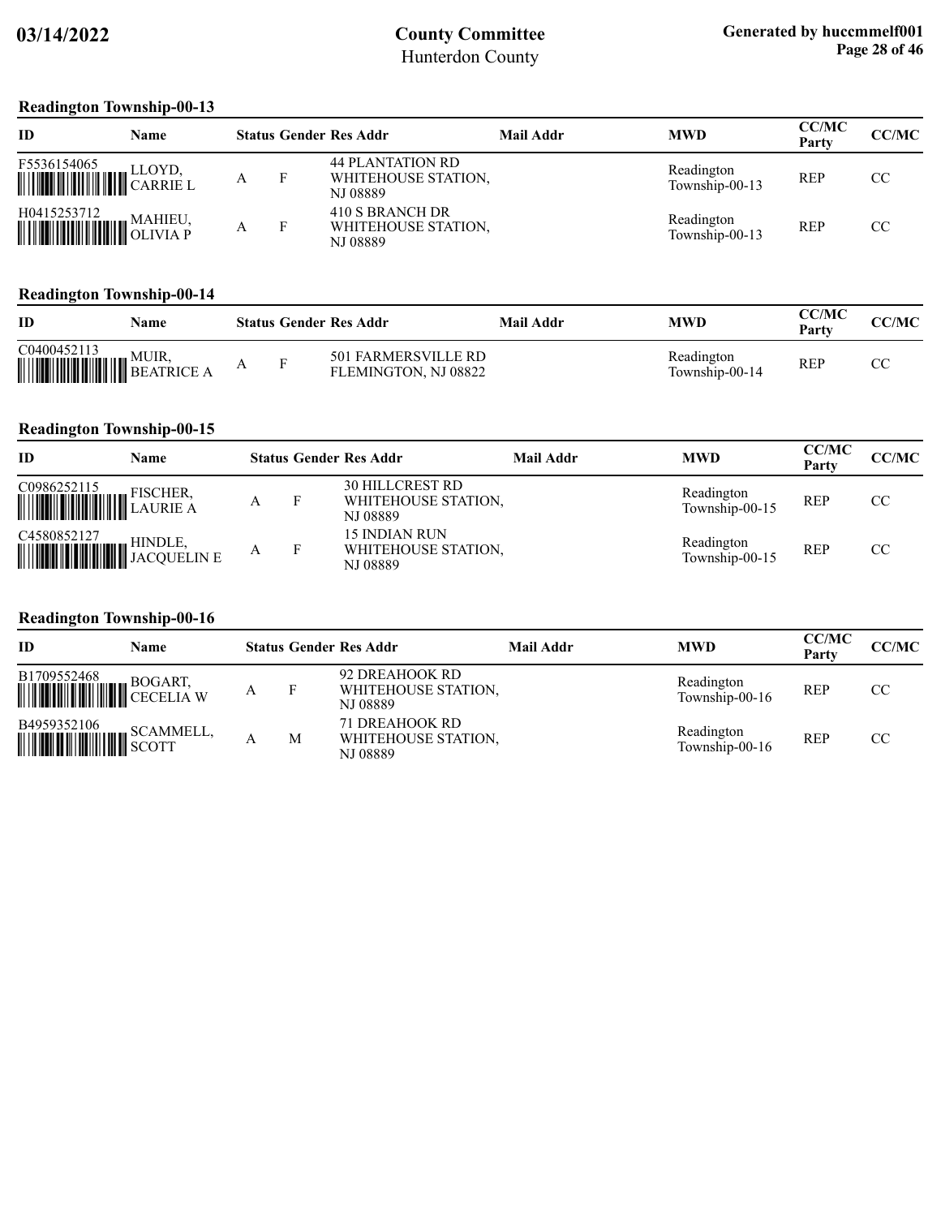## Readington Township-00-13

| ID | Name | Status | Gender | Res Addr | Mail Addr | MWD | CC/MC Party | CC/MC |
|---|---|---|---|---|---|---|---|---|
| F5536154065 | LLOYD, CARRIE L | A | F | 44 PLANTATION RD WHITEHOUSE STATION, NJ 08889 | | Readington Township-00-13 | REP | CC |
| H0415253712 | MAHIEU, OLIVIA P | A | F | 410 S BRANCH DR WHITEHOUSE STATION, NJ 08889 | | Readington Township-00-13 | REP | CC |

## Readington Township-00-14

| ID | Name | Status | Gender | Res Addr | Mail Addr | MWD | CC/MC Party | CC/MC |
|---|---|---|---|---|---|---|---|---|
| C0400452113 | MUIR, BEATRICE A | A | F | 501 FARMERSVILLE RD FLEMINGTON, NJ 08822 | | Readington Township-00-14 | REP | CC |

## Readington Township-00-15

| ID | Name | Status | Gender | Res Addr | Mail Addr | MWD | CC/MC Party | CC/MC |
|---|---|---|---|---|---|---|---|---|
| C0986252115 | FISCHER, LAURIE A | A | F | 30 HILLCREST RD WHITEHOUSE STATION, NJ 08889 | | Readington Township-00-15 | REP | CC |
| C4580852127 | HINDLE, JACQUELIN E | A | F | 15 INDIAN RUN WHITEHOUSE STATION, NJ 08889 | | Readington Township-00-15 | REP | CC |

## Readington Township-00-16

| ID | Name | Status | Gender | Res Addr | Mail Addr | MWD | CC/MC Party | CC/MC |
|---|---|---|---|---|---|---|---|---|
| B1709552468 | BOGART, CECELIA W | A | F | 92 DREAHOOK RD WHITEHOUSE STATION, NJ 08889 | | Readington Township-00-16 | REP | CC |
| B4959352106 | SCAMMELL, SCOTT | A | M | 71 DREAHOOK RD WHITEHOUSE STATION, NJ 08889 | | Readington Township-00-16 | REP | CC |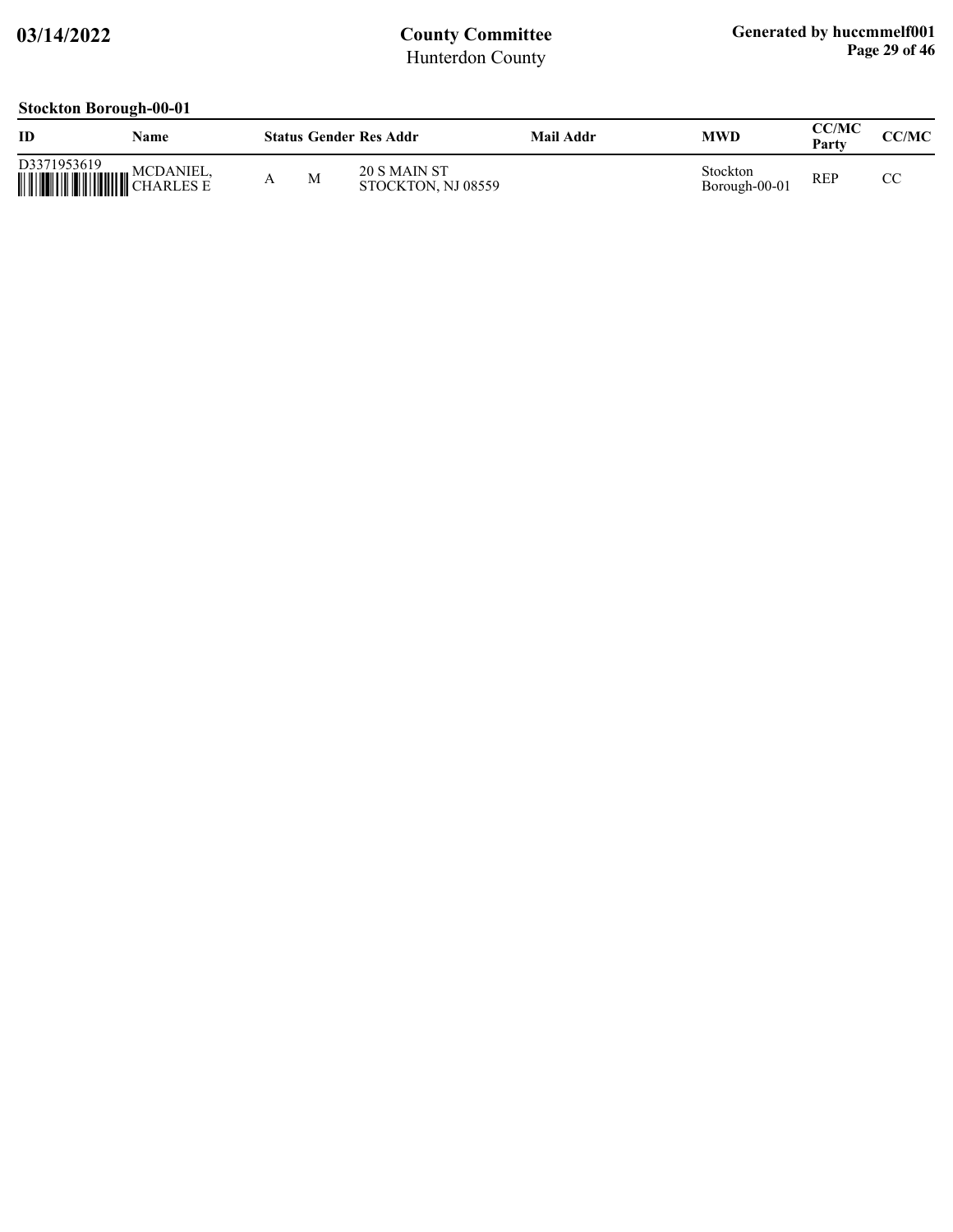**Stockton Borough-00-01**

| ID | Name | Status | Gender | Res Addr | Mail Addr | MWD | CC/MC Party | CC/MC |
|---|---|---|---|---|---|---|---|---|
| D3371953619 | MCDANIEL, CHARLES E | A | M | 20 S MAIN ST STOCKTON, NJ 08559 | | Stockton Borough-00-01 | REP | CC |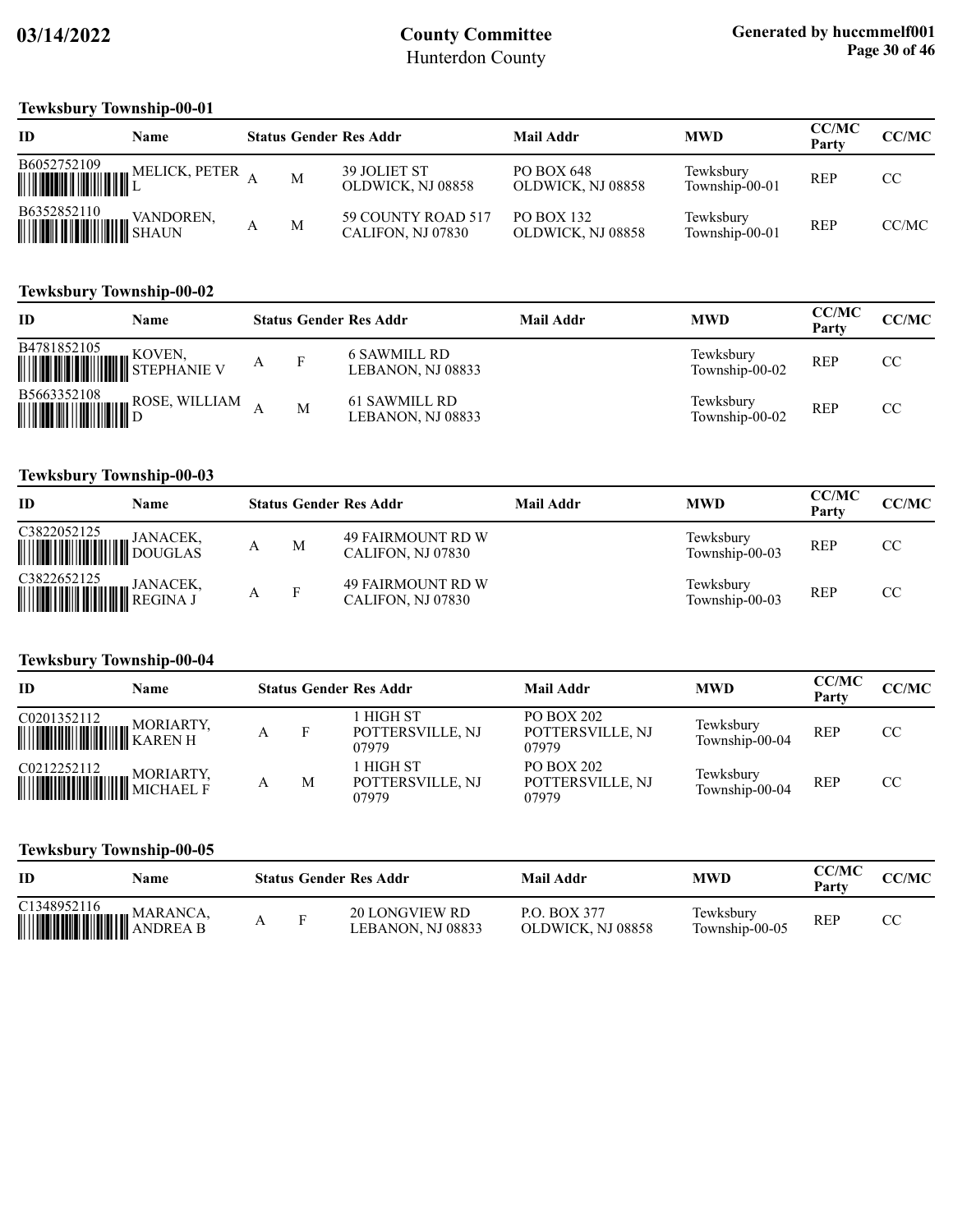## Tewksbury Township-00-01

| ID | Name | Status | Gender | Res Addr | Mail Addr | MWD | CC/MC Party | CC/MC |
|---|---|---|---|---|---|---|---|---|
| B6052752109 | MELICK, PETER L | A | M | 39 JOLIET ST OLDWICK, NJ 08858 | PO BOX 648 OLDWICK, NJ 08858 | Tewksbury Township-00-01 | REP | CC |
| B6352852110 | VANDOREN, SHAUN | A | M | 59 COUNTY ROAD 517 CALIFON, NJ 07830 | PO BOX 132 OLDWICK, NJ 08858 | Tewksbury Township-00-01 | REP | CC/MC |

## Tewksbury Township-00-02

| ID | Name | Status | Gender | Res Addr | Mail Addr | MWD | CC/MC Party | CC/MC |
|---|---|---|---|---|---|---|---|---|
| B4781852105 | KOVEN, STEPHANIE V | A | F | 6 SAWMILL RD LEBANON, NJ 08833 | | Tewksbury Township-00-02 | REP | CC |
| B5663352108 | ROSE, WILLIAM D | A | M | 61 SAWMILL RD LEBANON, NJ 08833 | | Tewksbury Township-00-02 | REP | CC |

## Tewksbury Township-00-03

| ID | Name | Status | Gender | Res Addr | Mail Addr | MWD | CC/MC Party | CC/MC |
|---|---|---|---|---|---|---|---|---|
| C3822052125 | JANACEK, DOUGLAS | A | M | 49 FAIRMOUNT RD W CALIFON, NJ 07830 | | Tewksbury Township-00-03 | REP | CC |
| C3822652125 | JANACEK, REGINA J | A | F | 49 FAIRMOUNT RD W CALIFON, NJ 07830 | | Tewksbury Township-00-03 | REP | CC |

## Tewksbury Township-00-04

| ID | Name | Status | Gender | Res Addr | Mail Addr | MWD | CC/MC Party | CC/MC |
|---|---|---|---|---|---|---|---|---|
| C0201352112 | MORIARTY, KAREN H | A | F | 1 HIGH ST POTTERSVILLE, NJ 07979 | PO BOX 202 POTTERSVILLE, NJ 07979 | Tewksbury Township-00-04 | REP | CC |
| C0212252112 | MORIARTY, MICHAEL F | A | M | 1 HIGH ST POTTERSVILLE, NJ 07979 | PO BOX 202 POTTERSVILLE, NJ 07979 | Tewksbury Township-00-04 | REP | CC |

## Tewksbury Township-00-05

| ID | Name | Status | Gender | Res Addr | Mail Addr | MWD | CC/MC Party | CC/MC |
|---|---|---|---|---|---|---|---|---|
| C1348952116 | MARANCA, ANDREA B | A | F | 20 LONGVIEW RD LEBANON, NJ 08833 | P.O. BOX 377 OLDWICK, NJ 08858 | Tewksbury Township-00-05 | REP | CC |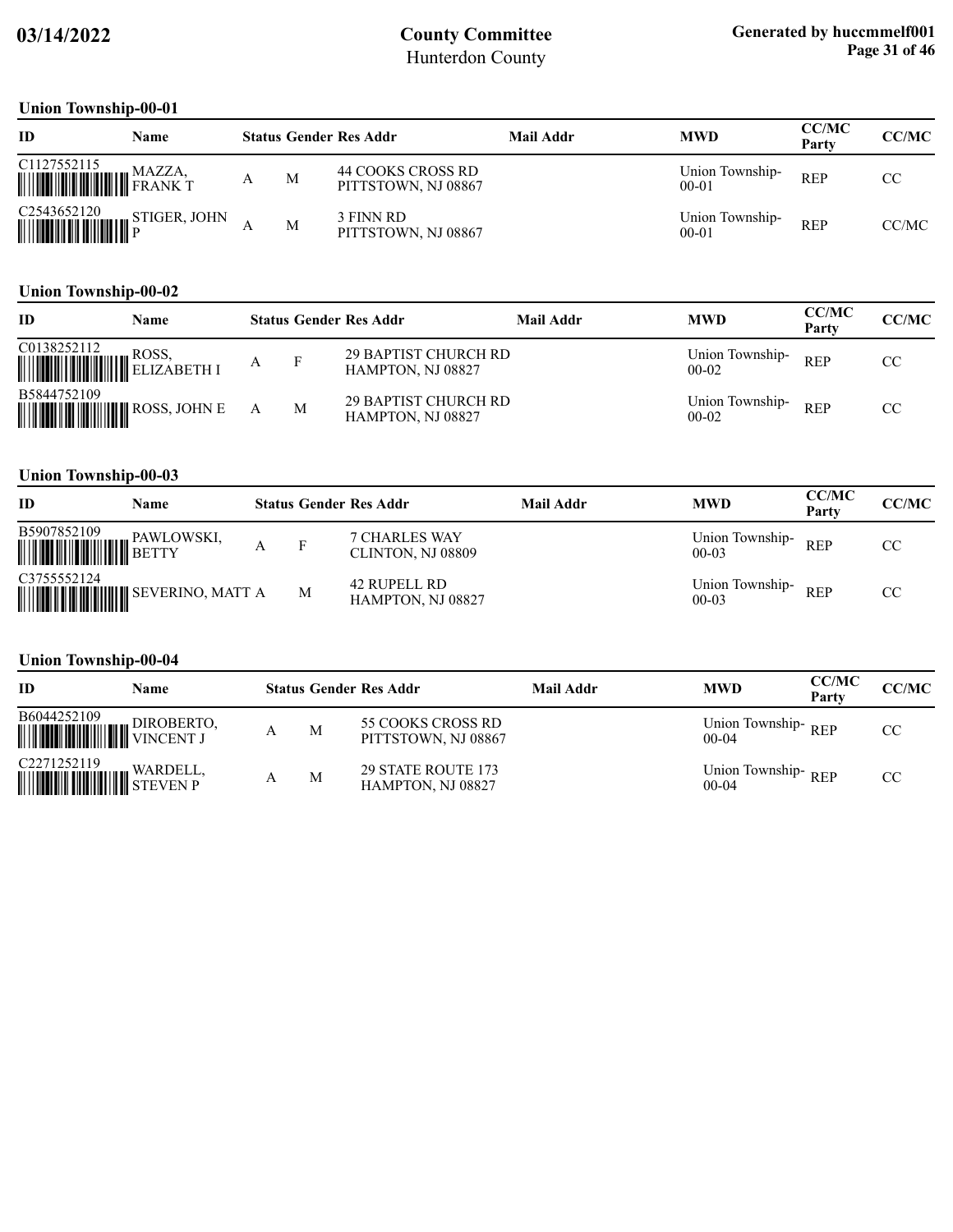## Union Township-00-01

| ID | Name | Status | Gender | Res Addr | Mail Addr | MWD | CC/MC Party | CC/MC |
|---|---|---|---|---|---|---|---|---|
| C1127552115 | MAZZA, FRANK T | A | M | 44 COOKS CROSS RD PITTSTOWN, NJ 08867 | | Union Township-00-01 | REP | CC |
| C2543652120 | STIGER, JOHN P | A | M | 3 FINN RD PITTSTOWN, NJ 08867 | | Union Township-00-01 | REP | CC/MC |

## Union Township-00-02

| ID | Name | Status | Gender | Res Addr | Mail Addr | MWD | CC/MC Party | CC/MC |
|---|---|---|---|---|---|---|---|---|
| C0138252112 | ROSS, ELIZABETH I | A | F | 29 BAPTIST CHURCH RD HAMPTON, NJ 08827 | | Union Township-00-02 | REP | CC |
| B5844752109 | ROSS, JOHN E | A | M | 29 BAPTIST CHURCH RD HAMPTON, NJ 08827 | | Union Township-00-02 | REP | CC |

## Union Township-00-03

| ID | Name | Status | Gender | Res Addr | Mail Addr | MWD | CC/MC Party | CC/MC |
|---|---|---|---|---|---|---|---|---|
| B5907852109 | PAWLOWSKI, BETTY | A | F | 7 CHARLES WAY CLINTON, NJ 08809 | | Union Township-00-03 | REP | CC |
| C3755552124 | SEVERINO, MATT | A | M | 42 RUPELL RD HAMPTON, NJ 08827 | | Union Township-00-03 | REP | CC |

## Union Township-00-04

| ID | Name | Status | Gender | Res Addr | Mail Addr | MWD | CC/MC Party | CC/MC |
|---|---|---|---|---|---|---|---|---|
| B6044252109 | DIROBERTO, VINCENT J | A | M | 55 COOKS CROSS RD PITTSTOWN, NJ 08867 | | Union Township-00-04 | REP | CC |
| C2271252119 | WARDELL, STEVEN P | A | M | 29 STATE ROUTE 173 HAMPTON, NJ 08827 | | Union Township-00-04 | REP | CC |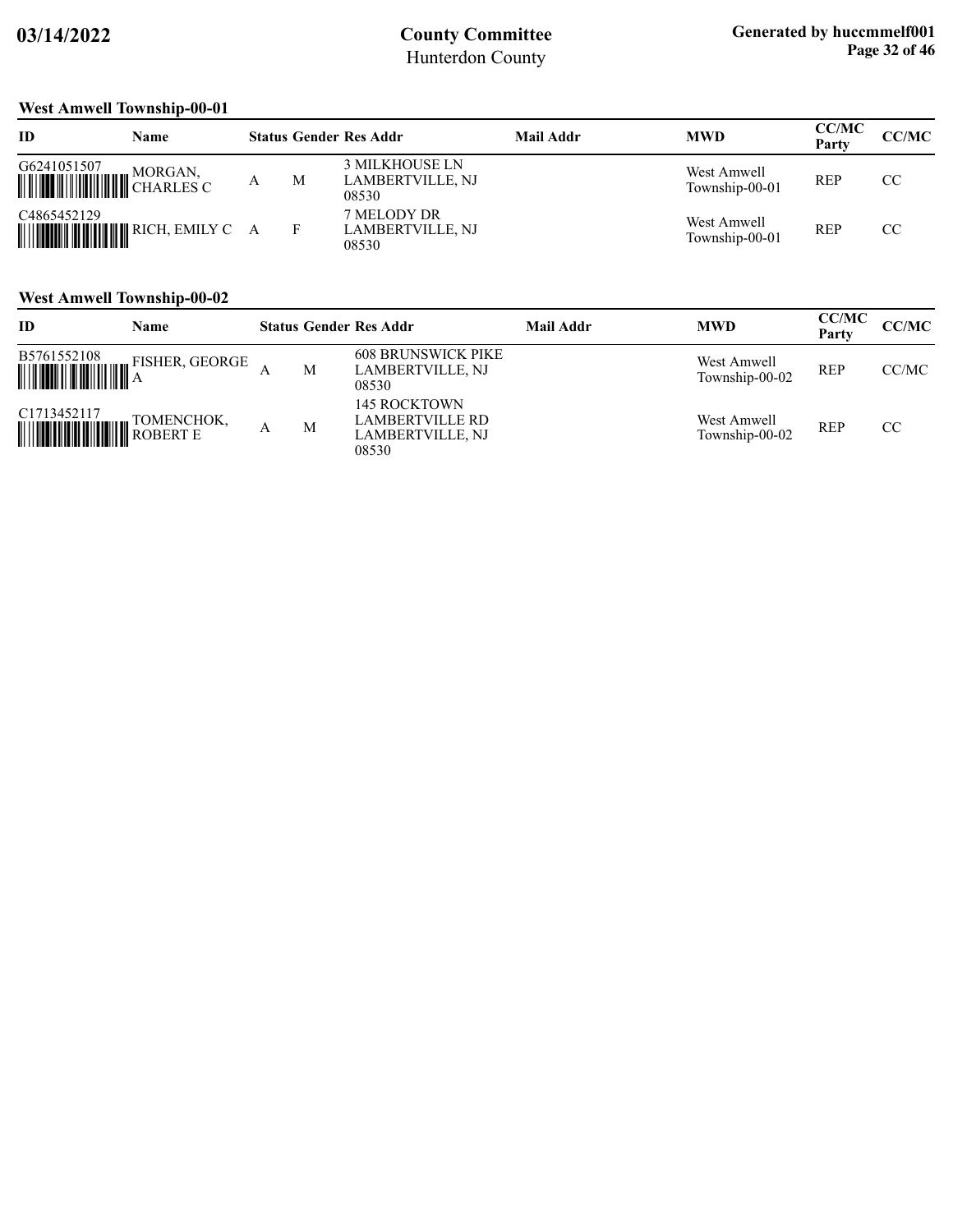## West Amwell Township-00-01

| ID | Name | Status | Gender | Res Addr | Mail Addr | MWD | CC/MC Party | CC/MC |
|---|---|---|---|---|---|---|---|---|
| G6241051507 | MORGAN, CHARLES C | A | M | 3 MILKHOUSE LN LAMBERTVILLE, NJ 08530 | | West Amwell Township-00-01 | REP | CC |
| C4865452129 | RICH, EMILY C | A | F | 7 MELODY DR LAMBERTVILLE, NJ 08530 | | West Amwell Township-00-01 | REP | CC |

## West Amwell Township-00-02

| ID | Name | Status | Gender | Res Addr | Mail Addr | MWD | CC/MC Party | CC/MC |
|---|---|---|---|---|---|---|---|---|
| B5761552108 | FISHER, GEORGE A | A | M | 608 BRUNSWICK PIKE LAMBERTVILLE, NJ 08530 | | West Amwell Township-00-02 | REP | CC/MC |
| C1713452117 | TOMENCHOK, ROBERT E | A | M | 145 ROCKTOWN LAMBERTVILLE RD LAMBERTVILLE, NJ 08530 | | West Amwell Township-00-02 | REP | CC |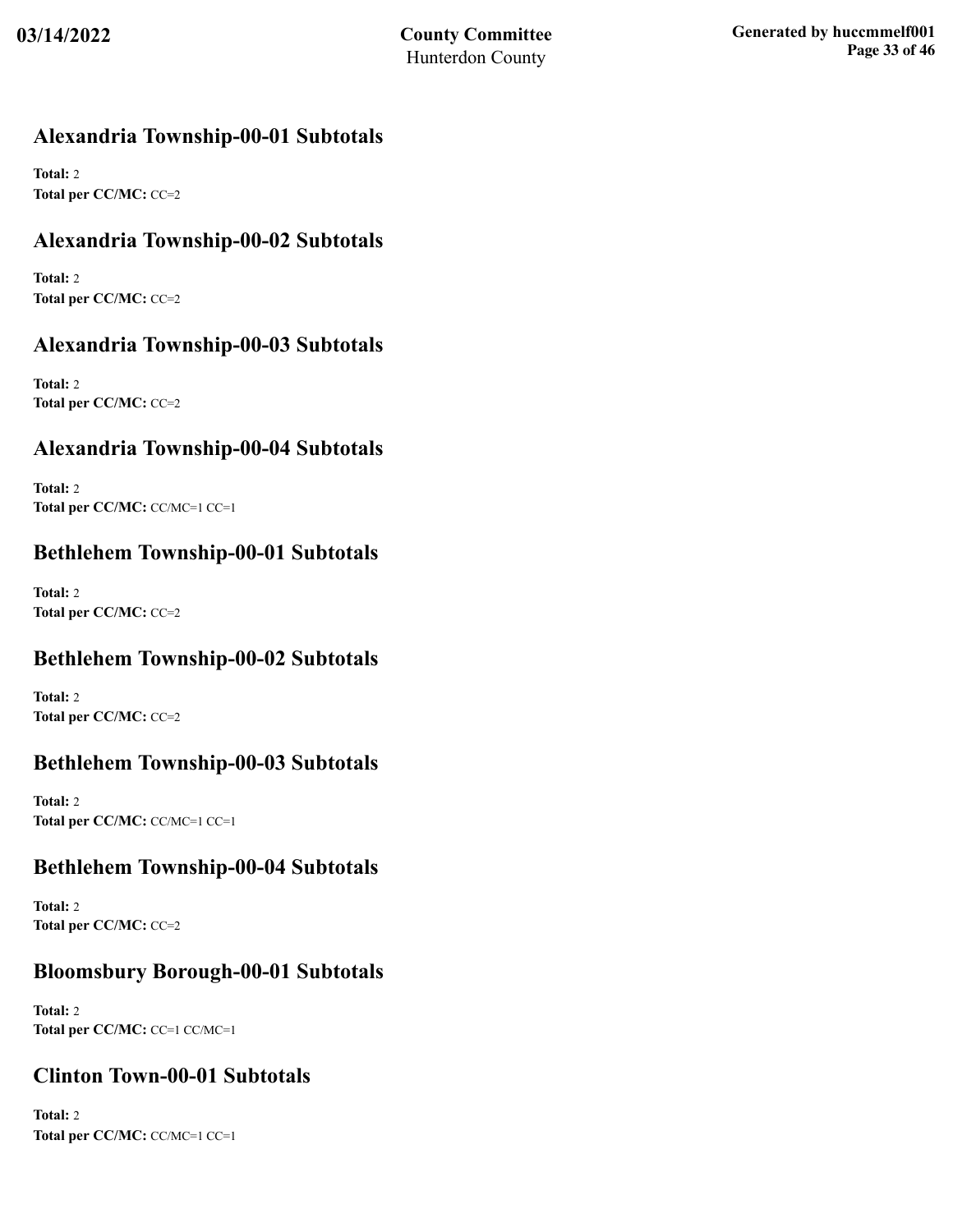## Alexandria Township-00-01 Subtotals

**Total:** 2
**Total per CC/MC:** CC=2

## Alexandria Township-00-02 Subtotals

**Total:** 2
**Total per CC/MC:** CC=2

## Alexandria Township-00-03 Subtotals

**Total:** 2
**Total per CC/MC:** CC=2

## Alexandria Township-00-04 Subtotals

**Total:** 2
**Total per CC/MC:** CC/MC=1 CC=1

## Bethlehem Township-00-01 Subtotals

**Total:** 2
**Total per CC/MC:** CC=2

## Bethlehem Township-00-02 Subtotals

**Total:** 2
**Total per CC/MC:** CC=2

## Bethlehem Township-00-03 Subtotals

**Total:** 2
**Total per CC/MC:** CC/MC=1 CC=1

## Bethlehem Township-00-04 Subtotals

**Total:** 2
**Total per CC/MC:** CC=2

## Bloomsbury Borough-00-01 Subtotals

**Total:** 2
**Total per CC/MC:** CC=1 CC/MC=1

## Clinton Town-00-01 Subtotals

**Total:** 2
**Total per CC/MC:** CC/MC=1 CC=1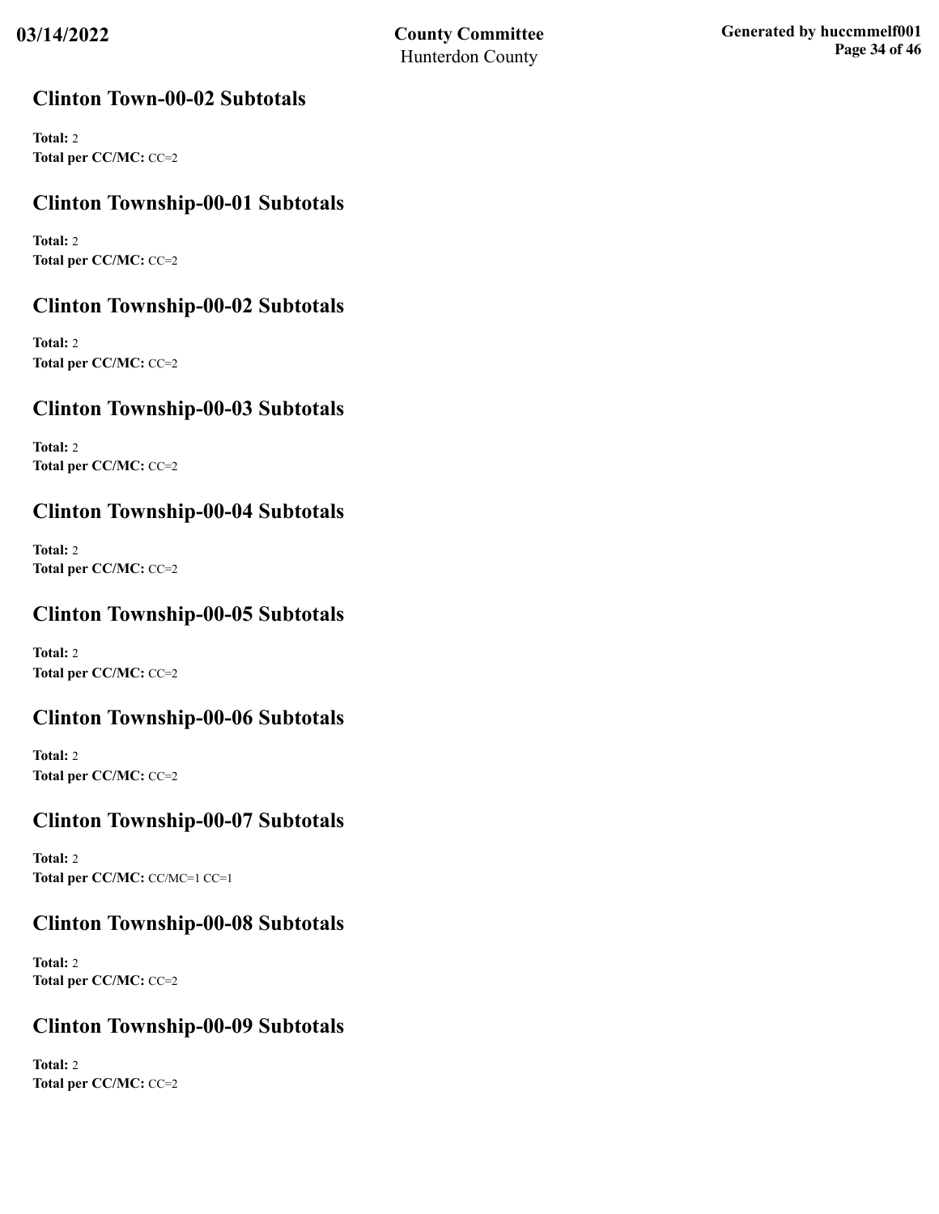## Clinton Town-00-02 Subtotals

**Total:** 2
**Total per CC/MC:** CC=2

## Clinton Township-00-01 Subtotals

**Total:** 2
**Total per CC/MC:** CC=2

## Clinton Township-00-02 Subtotals

**Total:** 2
**Total per CC/MC:** CC=2

## Clinton Township-00-03 Subtotals

**Total:** 2
**Total per CC/MC:** CC=2

## Clinton Township-00-04 Subtotals

**Total:** 2
**Total per CC/MC:** CC=2

## Clinton Township-00-05 Subtotals

**Total:** 2
**Total per CC/MC:** CC=2

## Clinton Township-00-06 Subtotals

**Total:** 2
**Total per CC/MC:** CC=2

## Clinton Township-00-07 Subtotals

**Total:** 2
**Total per CC/MC:** CC/MC=1 CC=1

## Clinton Township-00-08 Subtotals

**Total:** 2
**Total per CC/MC:** CC=2

## Clinton Township-00-09 Subtotals

**Total:** 2
**Total per CC/MC:** CC=2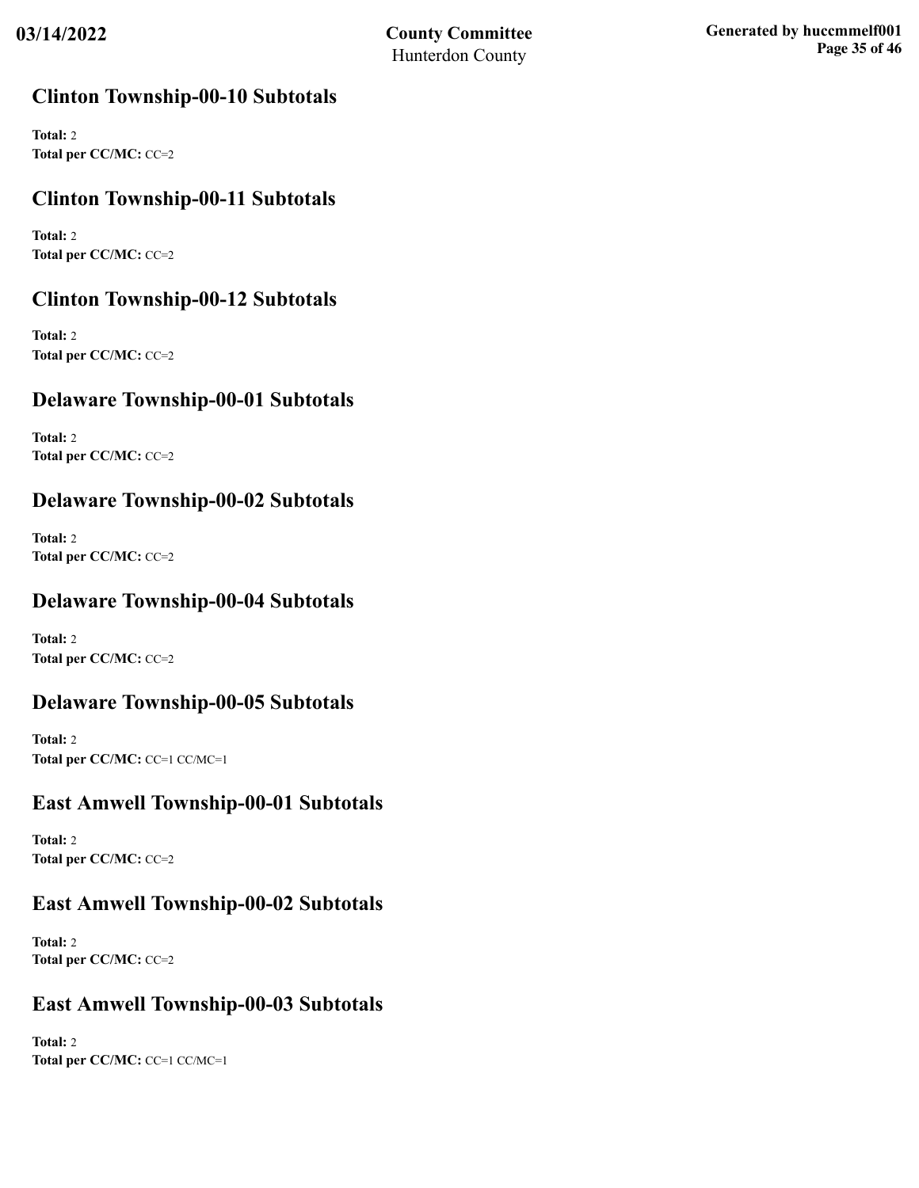## Clinton Township-00-10 Subtotals

**Total:** 2
**Total per CC/MC:** CC=2

## Clinton Township-00-11 Subtotals

**Total:** 2
**Total per CC/MC:** CC=2

## Clinton Township-00-12 Subtotals

**Total:** 2
**Total per CC/MC:** CC=2

## Delaware Township-00-01 Subtotals

**Total:** 2
**Total per CC/MC:** CC=2

## Delaware Township-00-02 Subtotals

**Total:** 2
**Total per CC/MC:** CC=2

## Delaware Township-00-04 Subtotals

**Total:** 2
**Total per CC/MC:** CC=2

## Delaware Township-00-05 Subtotals

**Total:** 2
**Total per CC/MC:** CC=1 CC/MC=1

## East Amwell Township-00-01 Subtotals

**Total:** 2
**Total per CC/MC:** CC=2

## East Amwell Township-00-02 Subtotals

**Total:** 2
**Total per CC/MC:** CC=2

## East Amwell Township-00-03 Subtotals

**Total:** 2
**Total per CC/MC:** CC=1 CC/MC=1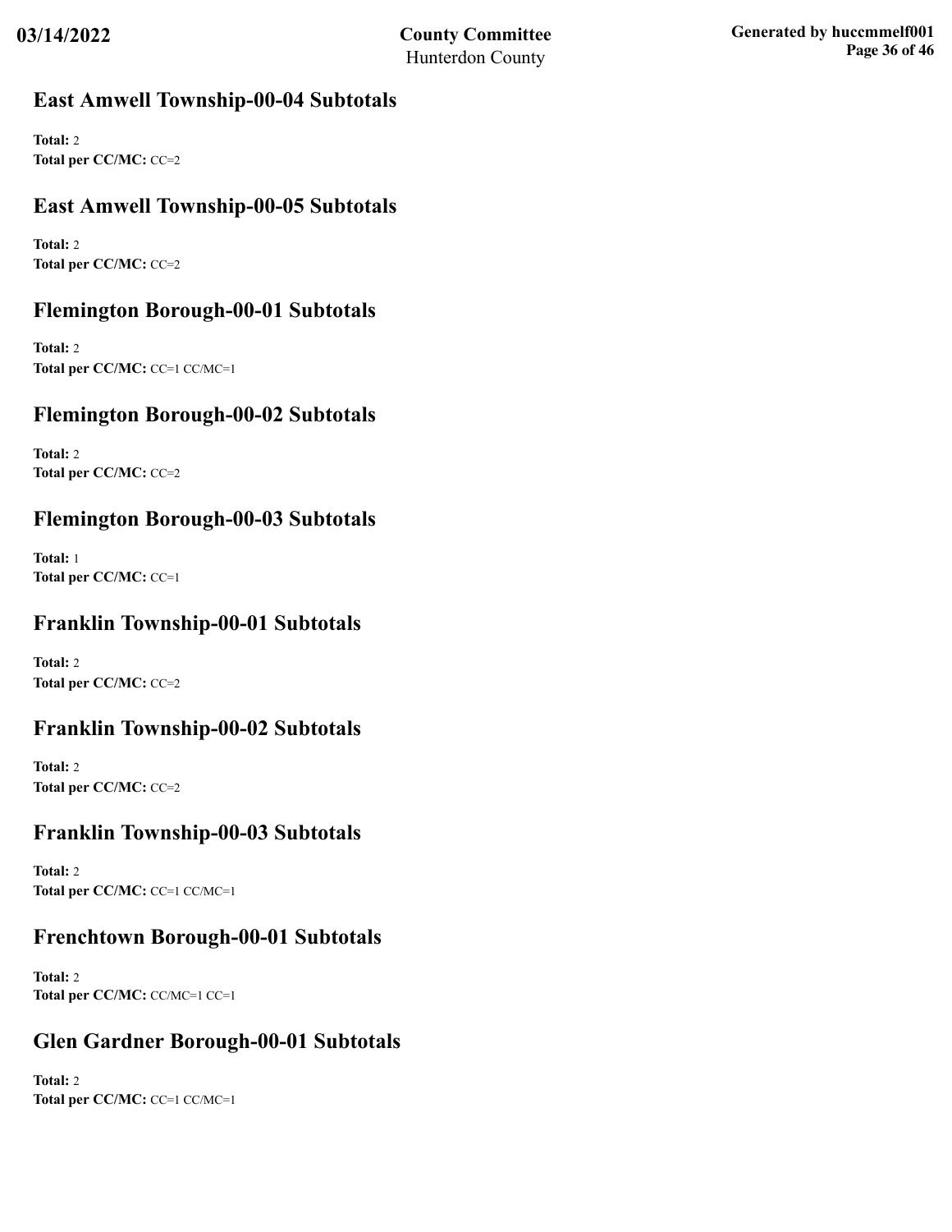## East Amwell Township-00-04 Subtotals

**Total:** 2
**Total per CC/MC:** CC=2

## East Amwell Township-00-05 Subtotals

**Total:** 2
**Total per CC/MC:** CC=2

## Flemington Borough-00-01 Subtotals

**Total:** 2
**Total per CC/MC:** CC=1 CC/MC=1

## Flemington Borough-00-02 Subtotals

**Total:** 2
**Total per CC/MC:** CC=2

## Flemington Borough-00-03 Subtotals

**Total:** 1
**Total per CC/MC:** CC=1

## Franklin Township-00-01 Subtotals

**Total:** 2
**Total per CC/MC:** CC=2

## Franklin Township-00-02 Subtotals

**Total:** 2
**Total per CC/MC:** CC=2

## Franklin Township-00-03 Subtotals

**Total:** 2
**Total per CC/MC:** CC=1 CC/MC=1

## Frenchtown Borough-00-01 Subtotals

**Total:** 2
**Total per CC/MC:** CC/MC=1 CC=1

## Glen Gardner Borough-00-01 Subtotals

**Total:** 2
**Total per CC/MC:** CC=1 CC/MC=1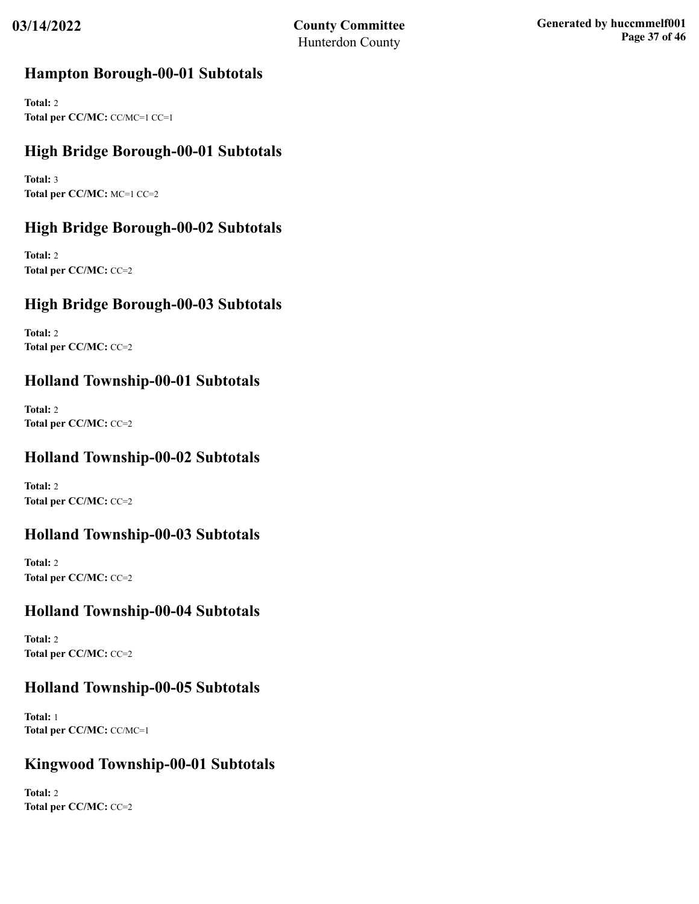## Hampton Borough-00-01 Subtotals

**Total:** 2
**Total per CC/MC:** CC/MC=1 CC=1

## High Bridge Borough-00-01 Subtotals

**Total:** 3
**Total per CC/MC:** MC=1 CC=2

## High Bridge Borough-00-02 Subtotals

**Total:** 2
**Total per CC/MC:** CC=2

## High Bridge Borough-00-03 Subtotals

**Total:** 2
**Total per CC/MC:** CC=2

## Holland Township-00-01 Subtotals

**Total:** 2
**Total per CC/MC:** CC=2

## Holland Township-00-02 Subtotals

**Total:** 2
**Total per CC/MC:** CC=2

## Holland Township-00-03 Subtotals

**Total:** 2
**Total per CC/MC:** CC=2

## Holland Township-00-04 Subtotals

**Total:** 2
**Total per CC/MC:** CC=2

## Holland Township-00-05 Subtotals

**Total:** 1
**Total per CC/MC:** CC/MC=1

## Kingwood Township-00-01 Subtotals

**Total:** 2
**Total per CC/MC:** CC=2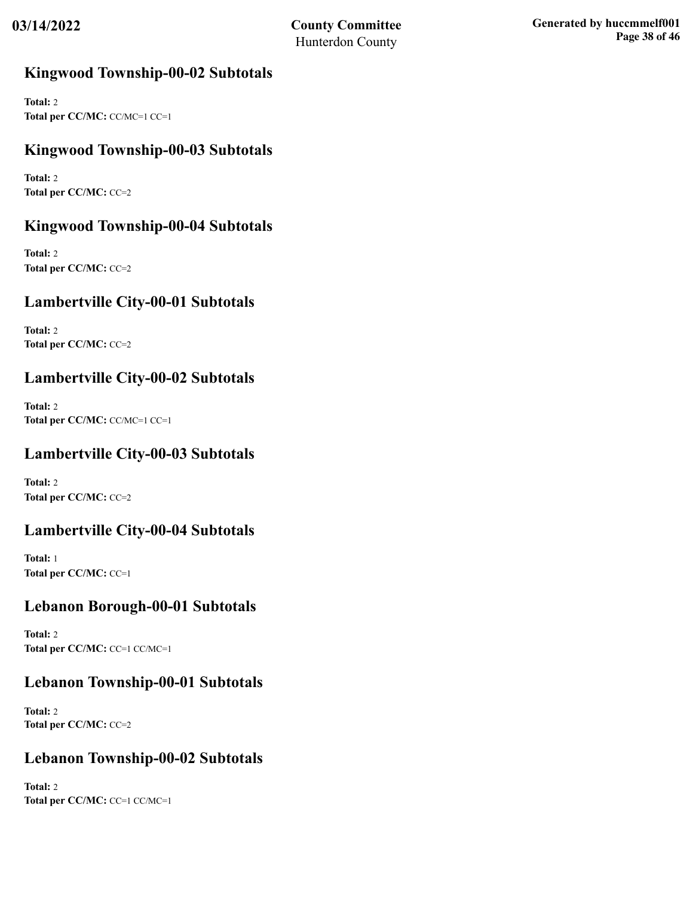## Kingwood Township-00-02 Subtotals

**Total:** 2
**Total per CC/MC:** CC/MC=1 CC=1

## Kingwood Township-00-03 Subtotals

**Total:** 2
**Total per CC/MC:** CC=2

## Kingwood Township-00-04 Subtotals

**Total:** 2
**Total per CC/MC:** CC=2

## Lambertville City-00-01 Subtotals

**Total:** 2
**Total per CC/MC:** CC=2

## Lambertville City-00-02 Subtotals

**Total:** 2
**Total per CC/MC:** CC/MC=1 CC=1

## Lambertville City-00-03 Subtotals

**Total:** 2
**Total per CC/MC:** CC=2

## Lambertville City-00-04 Subtotals

**Total:** 1
**Total per CC/MC:** CC=1

## Lebanon Borough-00-01 Subtotals

**Total:** 2
**Total per CC/MC:** CC=1 CC/MC=1

## Lebanon Township-00-01 Subtotals

**Total:** 2
**Total per CC/MC:** CC=2

## Lebanon Township-00-02 Subtotals

**Total:** 2
**Total per CC/MC:** CC=1 CC/MC=1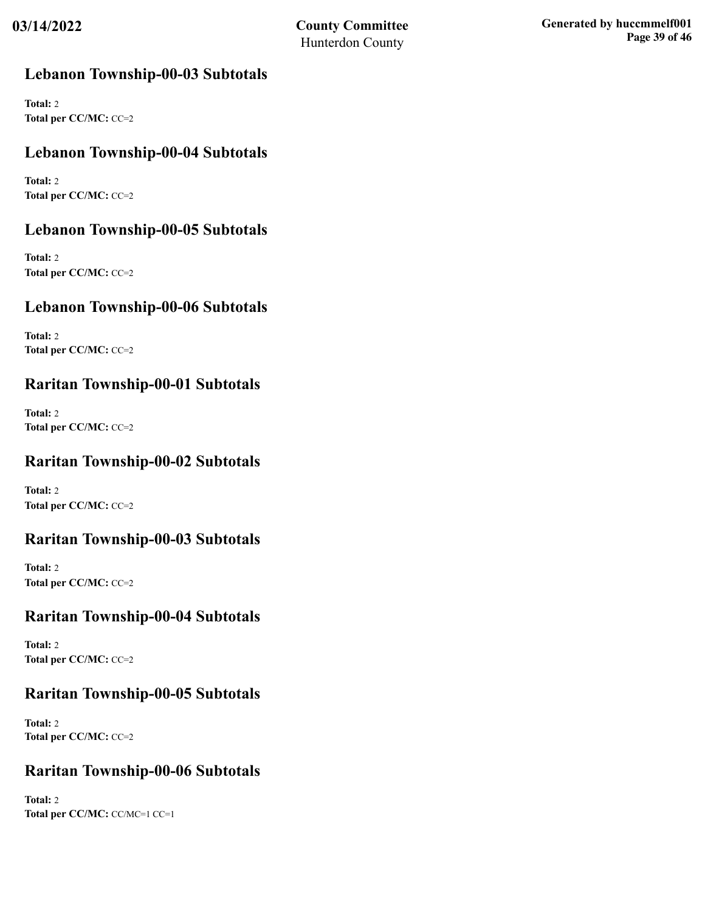## Lebanon Township-00-03 Subtotals

**Total:** 2
**Total per CC/MC:** CC=2

## Lebanon Township-00-04 Subtotals

**Total:** 2
**Total per CC/MC:** CC=2

## Lebanon Township-00-05 Subtotals

**Total:** 2
**Total per CC/MC:** CC=2

## Lebanon Township-00-06 Subtotals

**Total:** 2
**Total per CC/MC:** CC=2

## Raritan Township-00-01 Subtotals

**Total:** 2
**Total per CC/MC:** CC=2

## Raritan Township-00-02 Subtotals

**Total:** 2
**Total per CC/MC:** CC=2

## Raritan Township-00-03 Subtotals

**Total:** 2
**Total per CC/MC:** CC=2

## Raritan Township-00-04 Subtotals

**Total:** 2
**Total per CC/MC:** CC=2

## Raritan Township-00-05 Subtotals

**Total:** 2
**Total per CC/MC:** CC=2

## Raritan Township-00-06 Subtotals

**Total:** 2
**Total per CC/MC:** CC/MC=1 CC=1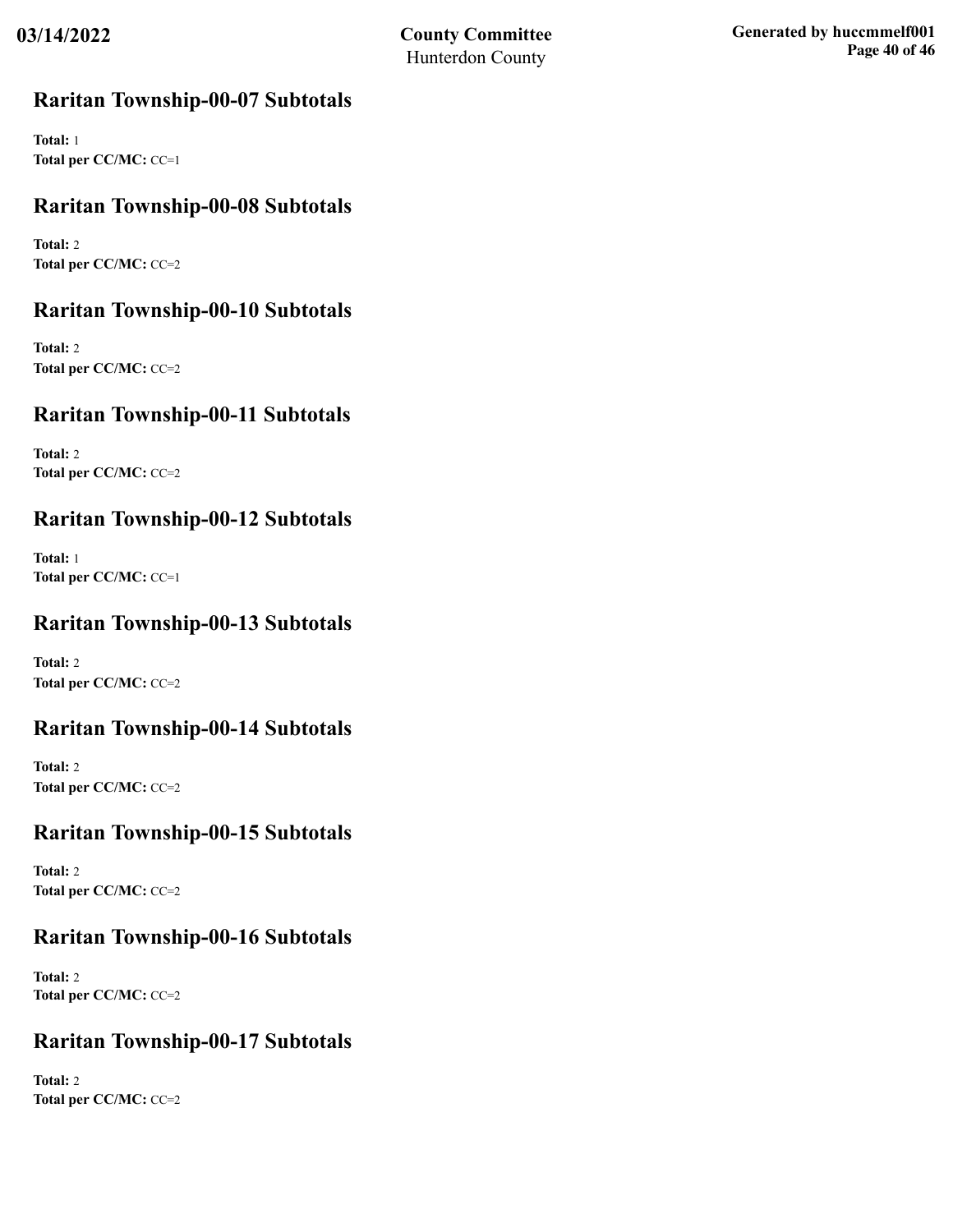## Raritan Township-00-07 Subtotals

**Total:** 1
**Total per CC/MC:** CC=1

## Raritan Township-00-08 Subtotals

**Total:** 2
**Total per CC/MC:** CC=2

## Raritan Township-00-10 Subtotals

**Total:** 2
**Total per CC/MC:** CC=2

## Raritan Township-00-11 Subtotals

**Total:** 2
**Total per CC/MC:** CC=2

## Raritan Township-00-12 Subtotals

**Total:** 1
**Total per CC/MC:** CC=1

## Raritan Township-00-13 Subtotals

**Total:** 2
**Total per CC/MC:** CC=2

## Raritan Township-00-14 Subtotals

**Total:** 2
**Total per CC/MC:** CC=2

## Raritan Township-00-15 Subtotals

**Total:** 2
**Total per CC/MC:** CC=2

## Raritan Township-00-16 Subtotals

**Total:** 2
**Total per CC/MC:** CC=2

## Raritan Township-00-17 Subtotals

**Total:** 2
**Total per CC/MC:** CC=2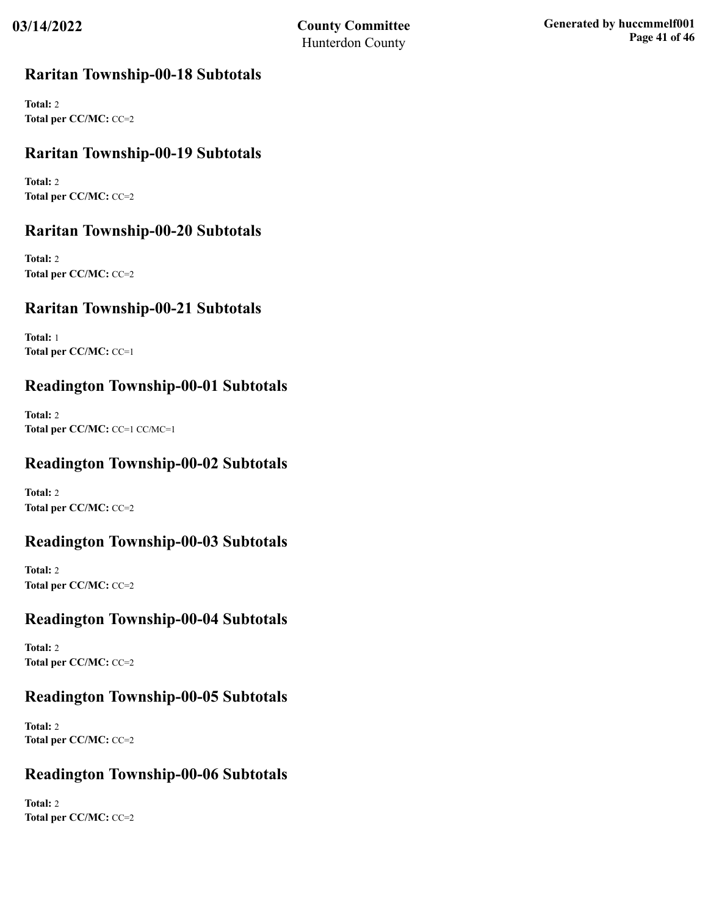## Raritan Township-00-18 Subtotals

**Total:** 2
**Total per CC/MC:** CC=2

## Raritan Township-00-19 Subtotals

**Total:** 2
**Total per CC/MC:** CC=2

## Raritan Township-00-20 Subtotals

**Total:** 2
**Total per CC/MC:** CC=2

## Raritan Township-00-21 Subtotals

**Total:** 1
**Total per CC/MC:** CC=1

## Readington Township-00-01 Subtotals

**Total:** 2
**Total per CC/MC:** CC=1 CC/MC=1

## Readington Township-00-02 Subtotals

**Total:** 2
**Total per CC/MC:** CC=2

## Readington Township-00-03 Subtotals

**Total:** 2
**Total per CC/MC:** CC=2

## Readington Township-00-04 Subtotals

**Total:** 2
**Total per CC/MC:** CC=2

## Readington Township-00-05 Subtotals

**Total:** 2
**Total per CC/MC:** CC=2

## Readington Township-00-06 Subtotals

**Total:** 2
**Total per CC/MC:** CC=2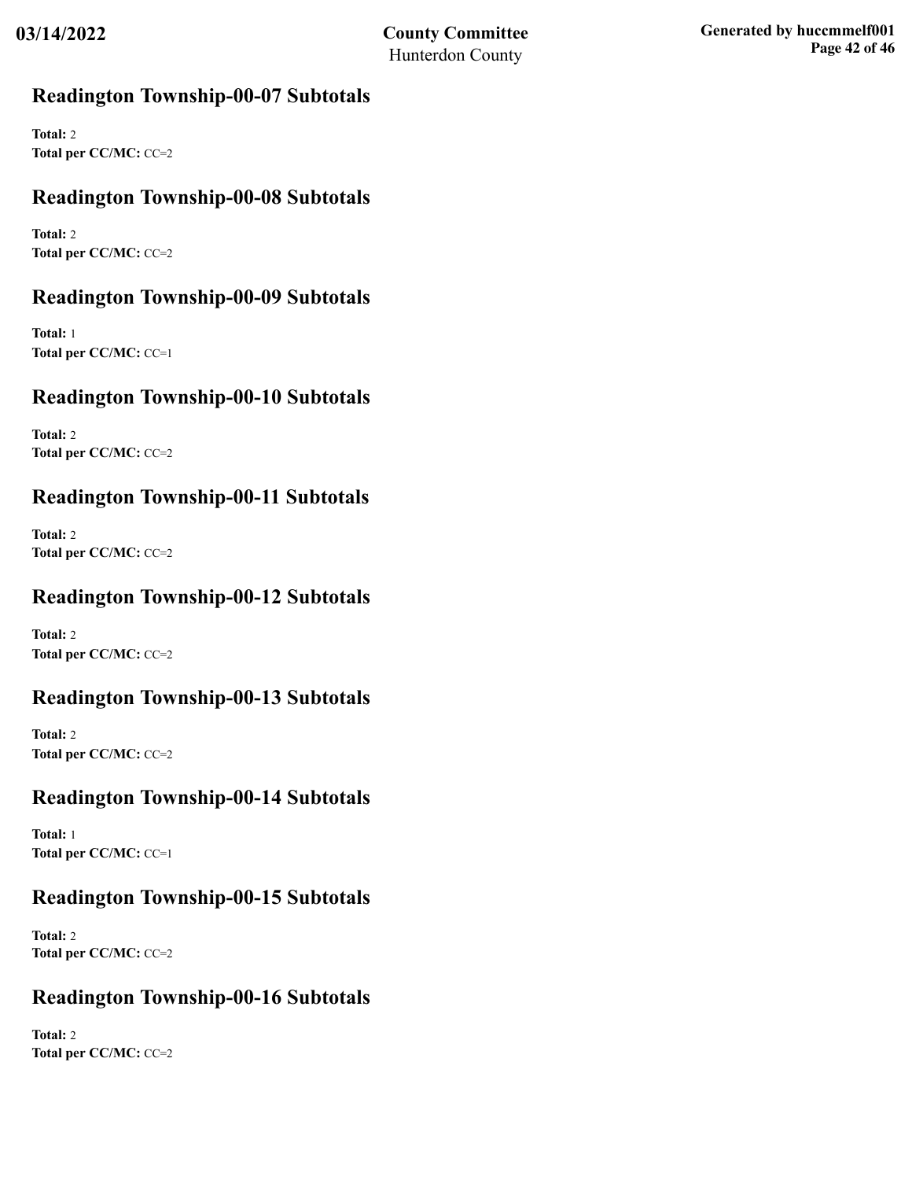## Readington Township-00-07 Subtotals

**Total:** 2
**Total per CC/MC:** CC=2

## Readington Township-00-08 Subtotals

**Total:** 2
**Total per CC/MC:** CC=2

## Readington Township-00-09 Subtotals

**Total:** 1
**Total per CC/MC:** CC=1

## Readington Township-00-10 Subtotals

**Total:** 2
**Total per CC/MC:** CC=2

## Readington Township-00-11 Subtotals

**Total:** 2
**Total per CC/MC:** CC=2

## Readington Township-00-12 Subtotals

**Total:** 2
**Total per CC/MC:** CC=2

## Readington Township-00-13 Subtotals

**Total:** 2
**Total per CC/MC:** CC=2

## Readington Township-00-14 Subtotals

**Total:** 1
**Total per CC/MC:** CC=1

## Readington Township-00-15 Subtotals

**Total:** 2
**Total per CC/MC:** CC=2

## Readington Township-00-16 Subtotals

**Total:** 2
**Total per CC/MC:** CC=2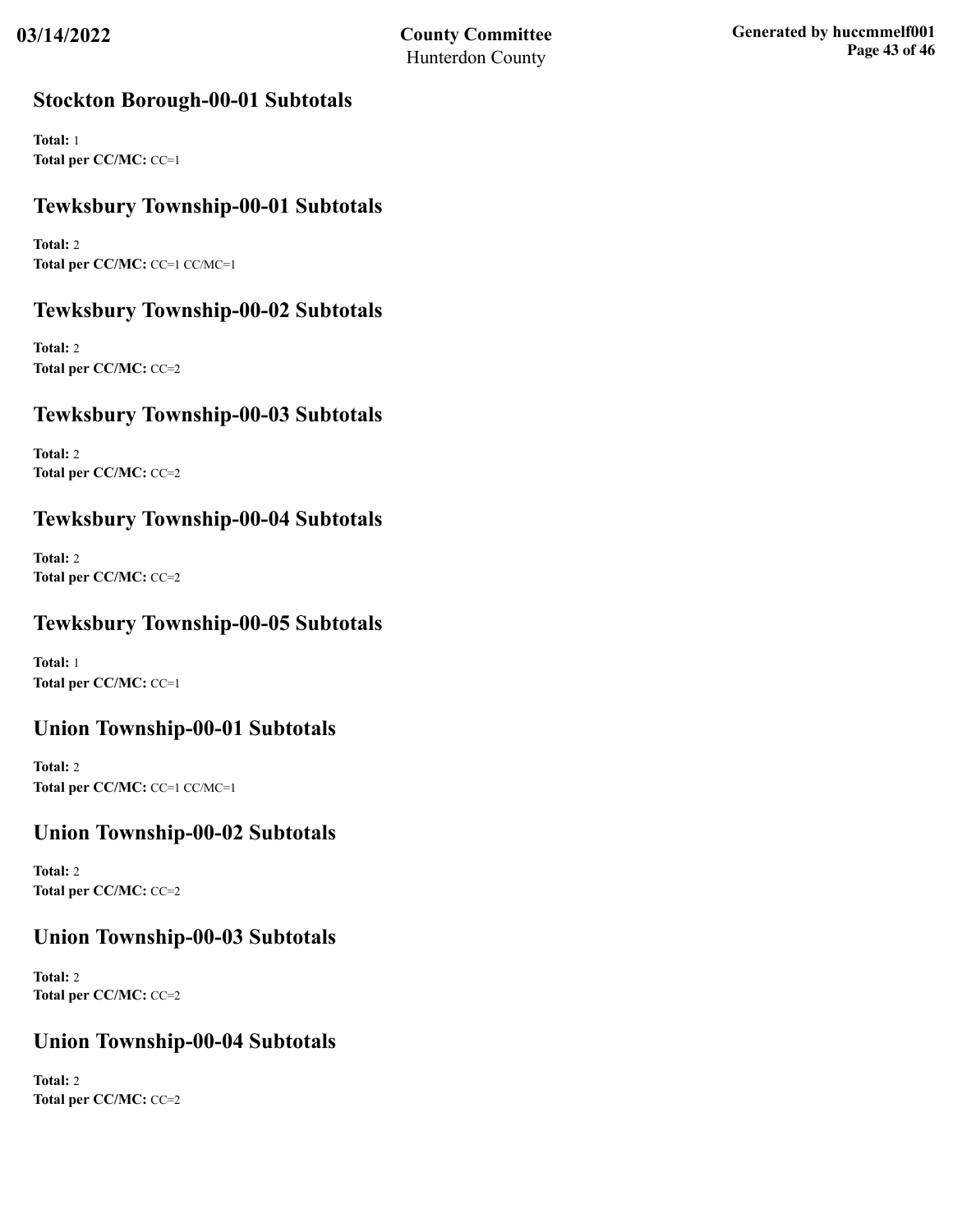## Stockton Borough-00-01 Subtotals

**Total:** 1
**Total per CC/MC:** CC=1

## Tewksbury Township-00-01 Subtotals

**Total:** 2
**Total per CC/MC:** CC=1 CC/MC=1

## Tewksbury Township-00-02 Subtotals

**Total:** 2
**Total per CC/MC:** CC=2

## Tewksbury Township-00-03 Subtotals

**Total:** 2
**Total per CC/MC:** CC=2

## Tewksbury Township-00-04 Subtotals

**Total:** 2
**Total per CC/MC:** CC=2

## Tewksbury Township-00-05 Subtotals

**Total:** 1
**Total per CC/MC:** CC=1

## Union Township-00-01 Subtotals

**Total:** 2
**Total per CC/MC:** CC=1 CC/MC=1

## Union Township-00-02 Subtotals

**Total:** 2
**Total per CC/MC:** CC=2

## Union Township-00-03 Subtotals

**Total:** 2
**Total per CC/MC:** CC=2

## Union Township-00-04 Subtotals

**Total:** 2
**Total per CC/MC:** CC=2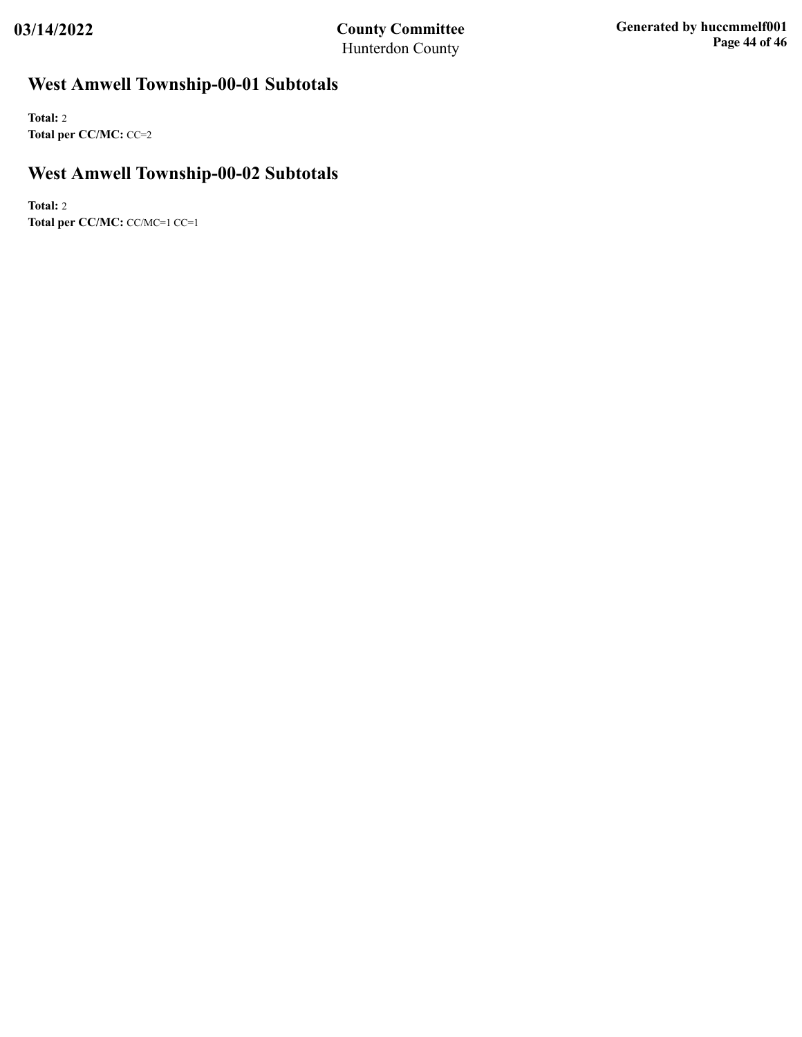## West Amwell Township-00-01 Subtotals

**Total:** 2
**Total per CC/MC:** CC=2

## West Amwell Township-00-02 Subtotals

**Total:** 2
**Total per CC/MC:** CC/MC=1 CC=1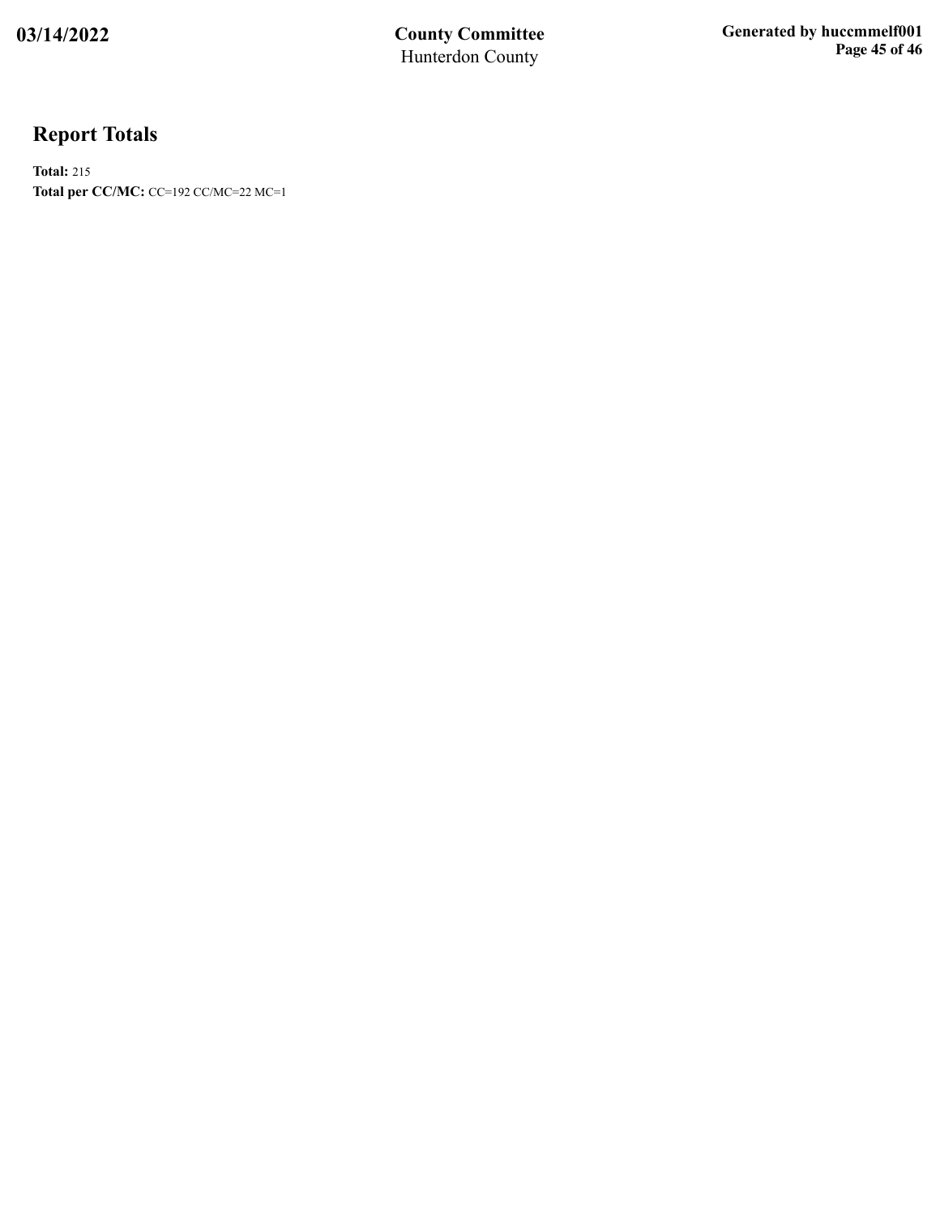## Report Totals

**Total:** 215
**Total per CC/MC:** CC=192 CC/MC=22 MC=1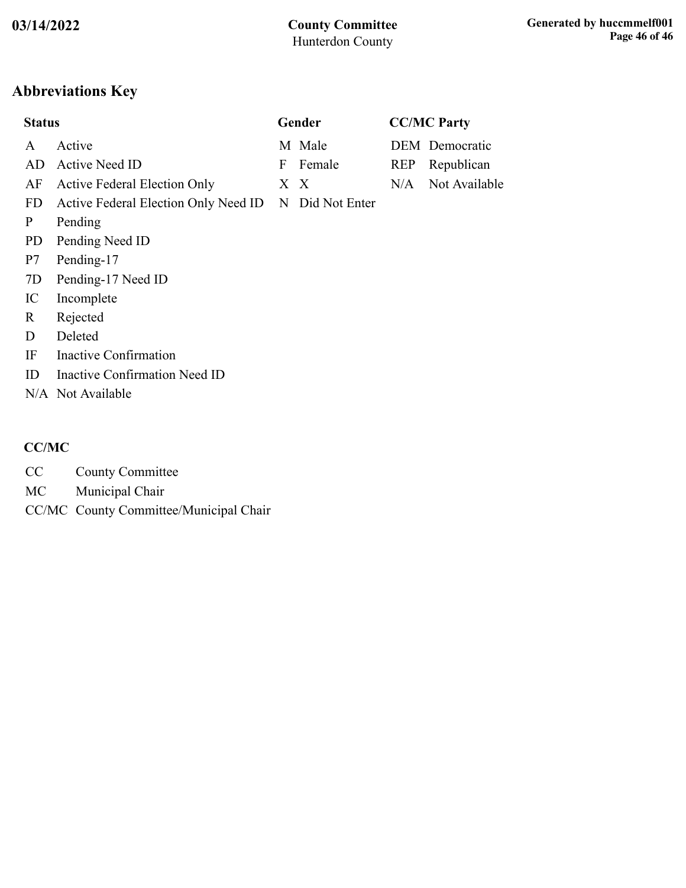## Abbreviations Key

### Status

| | |
|---|---|
| A | Active |
| AD | Active Need ID |
| AF | Active Federal Election Only |
| FD | Active Federal Election Only Need ID |
| P | Pending |
| PD | Pending Need ID |
| P7 | Pending-17 |
| 7D | Pending-17 Need ID |
| IC | Incomplete |
| R | Rejected |
| D | Deleted |
| IF | Inactive Confirmation |
| ID | Inactive Confirmation Need ID |
| N/A | Not Available |

### Gender

| | |
|---|---|
| M | Male |
| F | Female |
| X | X |
| N | Did Not Enter |

### CC/MC Party

| | |
|---|---|
| DEM | Democratic |
| REP | Republican |
| N/A | Not Available |

### CC/MC

| | |
|---|---|
| CC | County Committee |
| MC | Municipal Chair |
| CC/MC | County Committee/Municipal Chair |